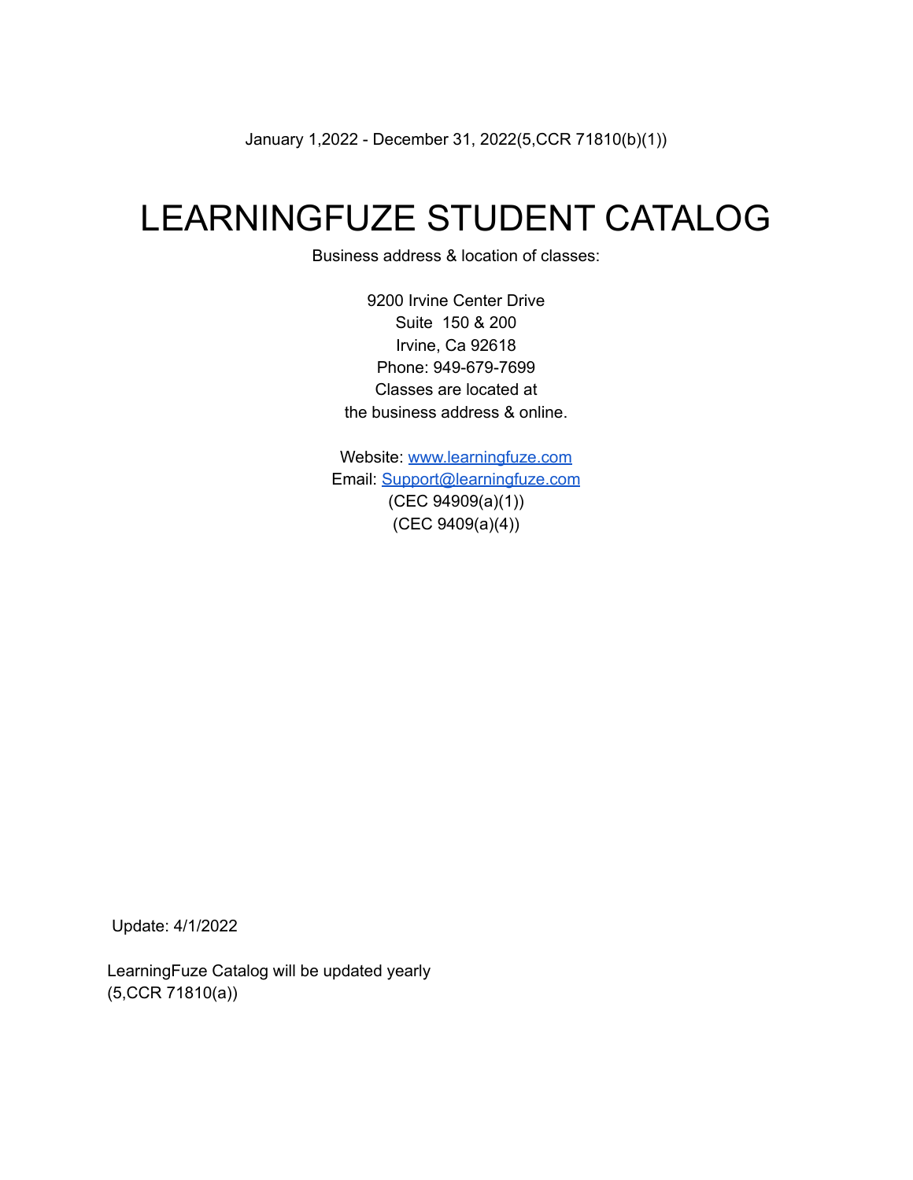January 1,2022 - December 31, 2022(5,CCR 71810(b)(1))

# LEARNINGFUZE STUDENT CATALOG

Business address & location of classes:

9200 Irvine Center Drive
Suite 150 & 200
Irvine, Ca 92618
Phone: 949-679-7699
Classes are located at
the business address & online.

Website: [www.learningfuze.com](http://www.learningfuze.com)
Email: [Support@learningfuze.com](mailto:Support@learningfuze.com)
(CEC 94909(a)(1))
(CEC 9409(a)(4))

Update: 4/1/2022

LearningFuze Catalog will be updated yearly
(5,CCR 71810(a))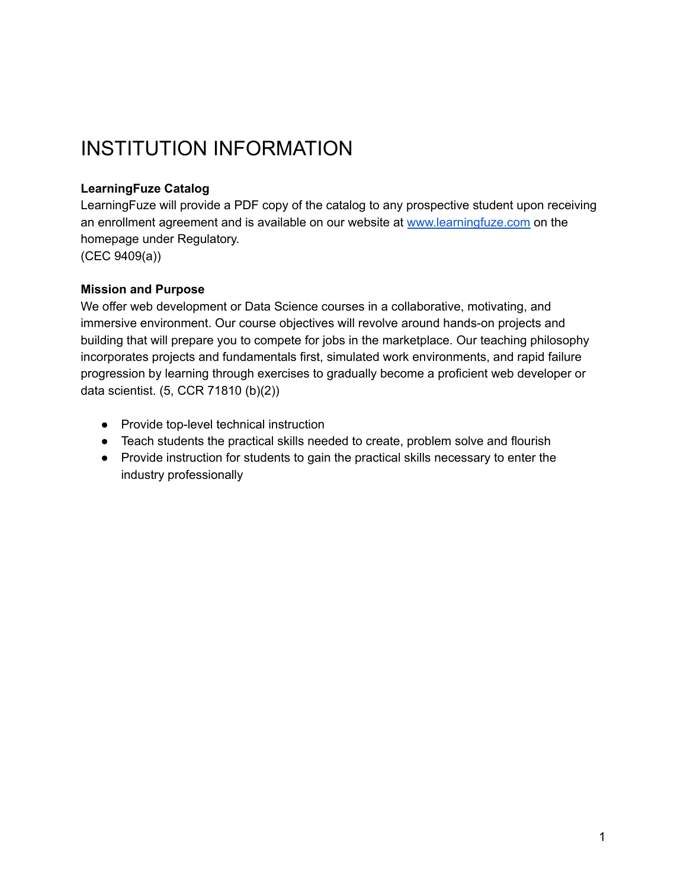# INSTITUTION INFORMATION

**LearningFuze Catalog**

LearningFuze will provide a PDF copy of the catalog to any prospective student upon receiving an enrollment agreement and is available on our website at [www.learningfuze.com](http://www.learningfuze.com) on the homepage under Regulatory.
(CEC 9409(a))

**Mission and Purpose**

We offer web development or Data Science courses in a collaborative, motivating, and immersive environment. Our course objectives will revolve around hands-on projects and building that will prepare you to compete for jobs in the marketplace. Our teaching philosophy incorporates projects and fundamentals first, simulated work environments, and rapid failure progression by learning through exercises to gradually become a proficient web developer or data scientist. (5, CCR 71810 (b)(2))

- Provide top-level technical instruction
- Teach students the practical skills needed to create, problem solve and flourish
- Provide instruction for students to gain the practical skills necessary to enter the industry professionally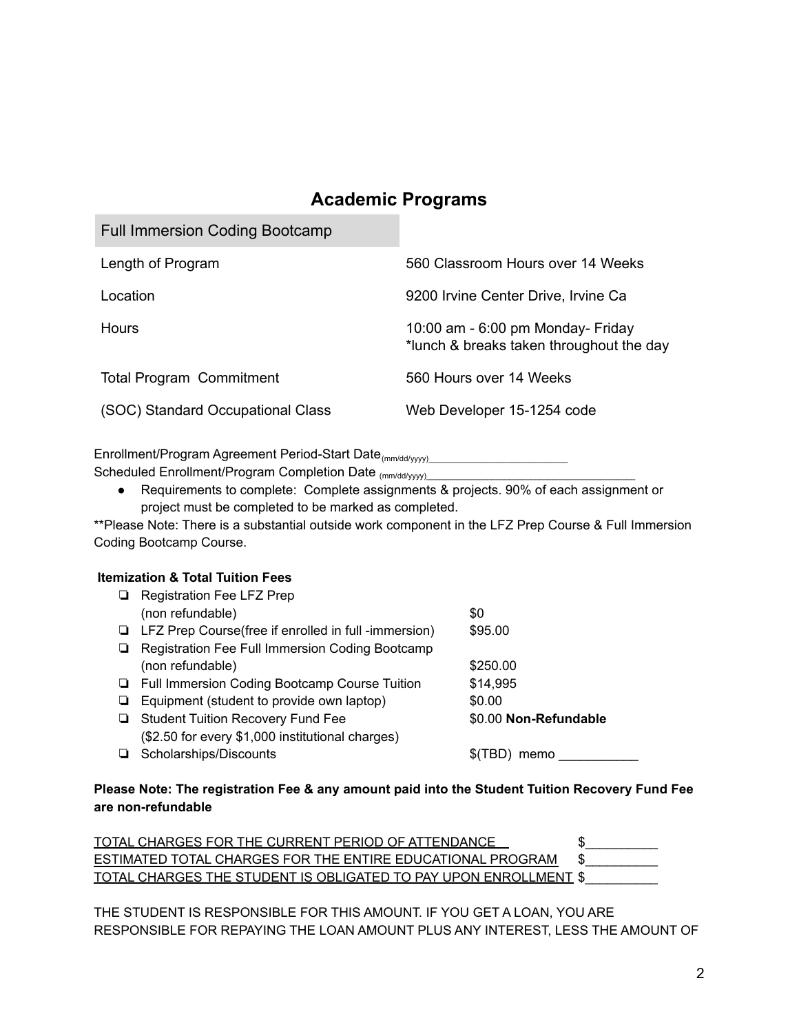## Academic Programs

| Full Immersion Coding Bootcamp | |
|---|---|
| Length of Program | 560 Classroom Hours over 14 Weeks |
| Location | 9200 Irvine Center Drive, Irvine Ca |
| Hours | 10:00 am - 6:00 pm Monday- Friday<br>*lunch & breaks taken throughout the day |
| Total Program Commitment | 560 Hours over 14 Weeks |
| (SOC) Standard Occupational Class | Web Developer 15-1254 code |

Enrollment/Program Agreement Period-Start Date (mm/dd/yyyy)________________________

Scheduled Enrollment/Program Completion Date (mm/dd/yyyy)__________________________________

- Requirements to complete: Complete assignments & projects. 90% of each assignment or project must be completed to be marked as completed.

**Please Note: There is a substantial outside work component in the LFZ Prep Course & Full Immersion Coding Bootcamp Course.

**Itemization & Total Tuition Fees**

| Item | Amount |
|---|---|
| ❏ Registration Fee LFZ Prep (non refundable) | $0 |
| ❏ LFZ Prep Course(free if enrolled in full -immersion) | $95.00 |
| ❏ Registration Fee Full Immersion Coding Bootcamp (non refundable) | $250.00 |
| ❏ Full Immersion Coding Bootcamp Course Tuition | $14,995 |
| ❏ Equipment (student to provide own laptop) | $0.00 |
| ❏ Student Tuition Recovery Fund Fee ($2.50 for every $1,000 institutional charges) | $0.00 **Non-Refundable** |
| ❏ Scholarships/Discounts | $(TBD) memo ___________ |

**Please Note: The registration Fee & any amount paid into the Student Tuition Recovery Fund Fee are non-refundable**

TOTAL CHARGES FOR THE CURRENT PERIOD OF ATTENDANCE $__________

ESTIMATED TOTAL CHARGES FOR THE ENTIRE EDUCATIONAL PROGRAM $__________

TOTAL CHARGES THE STUDENT IS OBLIGATED TO PAY UPON ENROLLMENT $__________

THE STUDENT IS RESPONSIBLE FOR THIS AMOUNT. IF YOU GET A LOAN, YOU ARE RESPONSIBLE FOR REPAYING THE LOAN AMOUNT PLUS ANY INTEREST, LESS THE AMOUNT OF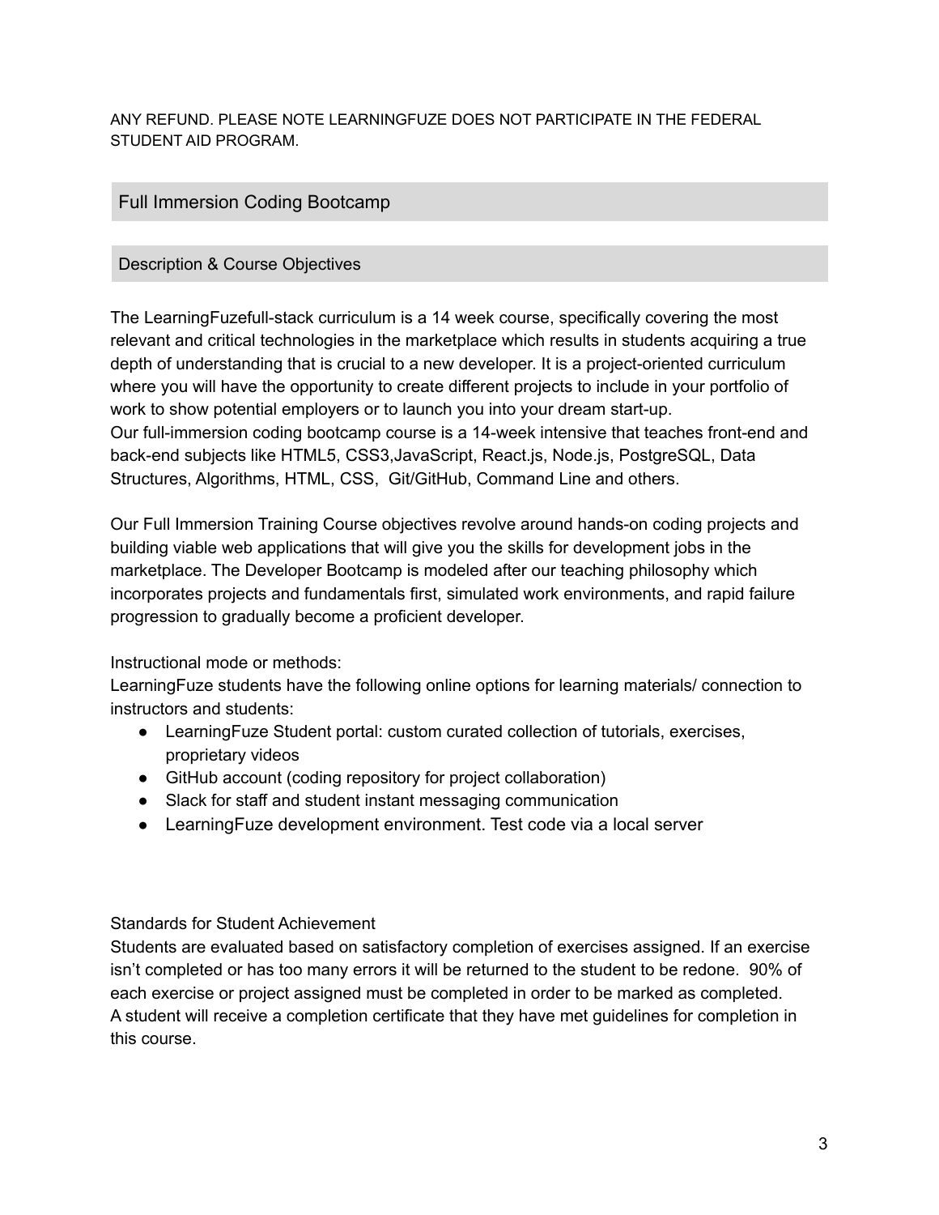ANY REFUND. PLEASE NOTE LEARNINGFUZE DOES NOT PARTICIPATE IN THE FEDERAL STUDENT AID PROGRAM.

## Full Immersion Coding Bootcamp

### Description & Course Objectives

The LearningFuzefull-stack curriculum is a 14 week course, specifically covering the most relevant and critical technologies in the marketplace which results in students acquiring a true depth of understanding that is crucial to a new developer. It is a project-oriented curriculum where you will have the opportunity to create different projects to include in your portfolio of work to show potential employers or to launch you into your dream start-up.
Our full-immersion coding bootcamp course is a 14-week intensive that teaches front-end and back-end subjects like HTML5, CSS3,JavaScript, React.js, Node.js, PostgreSQL, Data Structures, Algorithms, HTML, CSS, Git/GitHub, Command Line and others.

Our Full Immersion Training Course objectives revolve around hands-on coding projects and building viable web applications that will give you the skills for development jobs in the marketplace. The Developer Bootcamp is modeled after our teaching philosophy which incorporates projects and fundamentals first, simulated work environments, and rapid failure progression to gradually become a proficient developer.

Instructional mode or methods:
LearningFuze students have the following online options for learning materials/ connection to instructors and students:

- LearningFuze Student portal: custom curated collection of tutorials, exercises, proprietary videos
- GitHub account (coding repository for project collaboration)
- Slack for staff and student instant messaging communication
- LearningFuze development environment. Test code via a local server

Standards for Student Achievement
Students are evaluated based on satisfactory completion of exercises assigned. If an exercise isn't completed or has too many errors it will be returned to the student to be redone. 90% of each exercise or project assigned must be completed in order to be marked as completed.
A student will receive a completion certificate that they have met guidelines for completion in this course.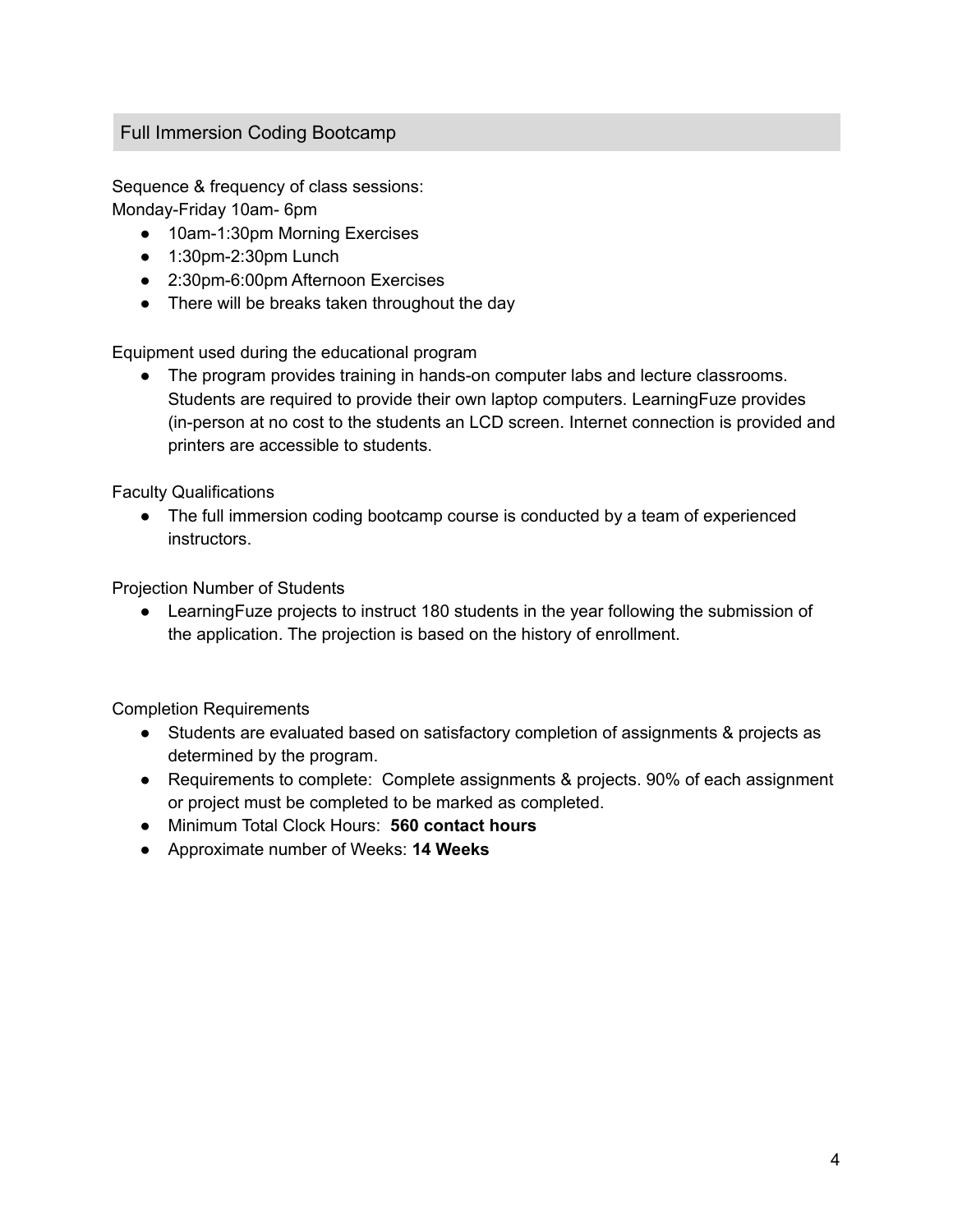## Full Immersion Coding Bootcamp

Sequence & frequency of class sessions:
Monday-Friday 10am- 6pm

- 10am-1:30pm Morning Exercises
- 1:30pm-2:30pm Lunch
- 2:30pm-6:00pm Afternoon Exercises
- There will be breaks taken throughout the day

Equipment used during the educational program

- The program provides training in hands-on computer labs and lecture classrooms. Students are required to provide their own laptop computers. LearningFuze provides (in-person at no cost to the students an LCD screen. Internet connection is provided and printers are accessible to students.

Faculty Qualifications

- The full immersion coding bootcamp course is conducted by a team of experienced instructors.

Projection Number of Students

- LearningFuze projects to instruct 180 students in the year following the submission of the application. The projection is based on the history of enrollment.

Completion Requirements

- Students are evaluated based on satisfactory completion of assignments & projects as determined by the program.
- Requirements to complete: Complete assignments & projects. 90% of each assignment or project must be completed to be marked as completed.
- Minimum Total Clock Hours: **560 contact hours**
- Approximate number of Weeks: **14 Weeks**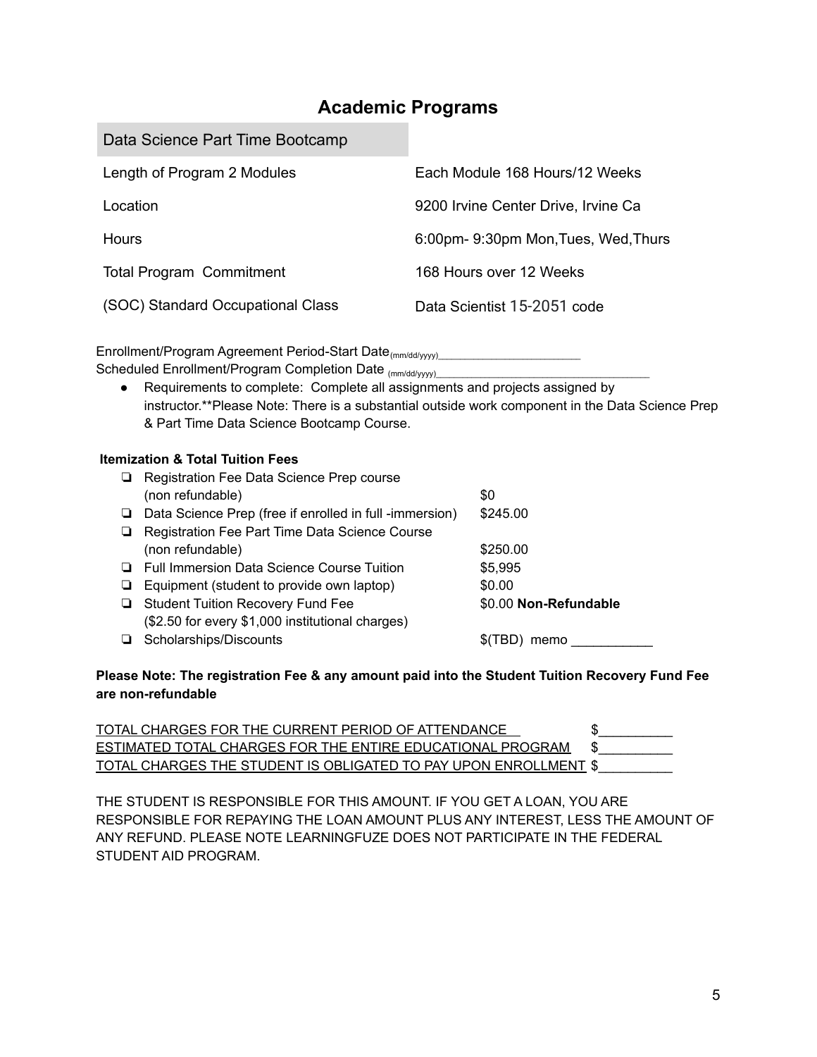## Academic Programs

| Data Science Part Time Bootcamp | |
|---|---|
| Length of Program 2 Modules | Each Module 168 Hours/12 Weeks |
| Location | 9200 Irvine Center Drive, Irvine Ca |
| Hours | 6:00pm- 9:30pm Mon,Tues, Wed,Thurs |
| Total Program Commitment | 168 Hours over 12 Weeks |
| (SOC) Standard Occupational Class | Data Scientist 15-2051 code |

Enrollment/Program Agreement Period-Start Date (mm/dd/yyyy)________________________

Scheduled Enrollment/Program Completion Date (mm/dd/yyyy)__________________________________

- Requirements to complete: Complete all assignments and projects assigned by instructor.**Please Note: There is a substantial outside work component in the Data Science Prep & Part Time Data Science Bootcamp Course.

**Itemization & Total Tuition Fees**

| Item | Amount |
|---|---|
| ❏ Registration Fee Data Science Prep course (non refundable) | $0 |
| ❏ Data Science Prep (free if enrolled in full -immersion) | $245.00 |
| ❏ Registration Fee Part Time Data Science Course (non refundable) | $250.00 |
| ❏ Full Immersion Data Science Course Tuition | $5,995 |
| ❏ Equipment (student to provide own laptop) | $0.00 |
| ❏ Student Tuition Recovery Fund Fee ($2.50 for every $1,000 institutional charges) | $0.00 **Non-Refundable** |
| ❏ Scholarships/Discounts | $(TBD) memo ___________ |

**Please Note: The registration Fee & any amount paid into the Student Tuition Recovery Fund Fee are non-refundable**

TOTAL CHARGES FOR THE CURRENT PERIOD OF ATTENDANCE $__________

ESTIMATED TOTAL CHARGES FOR THE ENTIRE EDUCATIONAL PROGRAM $__________

TOTAL CHARGES THE STUDENT IS OBLIGATED TO PAY UPON ENROLLMENT $__________

THE STUDENT IS RESPONSIBLE FOR THIS AMOUNT. IF YOU GET A LOAN, YOU ARE RESPONSIBLE FOR REPAYING THE LOAN AMOUNT PLUS ANY INTEREST, LESS THE AMOUNT OF ANY REFUND. PLEASE NOTE LEARNINGFUZE DOES NOT PARTICIPATE IN THE FEDERAL STUDENT AID PROGRAM.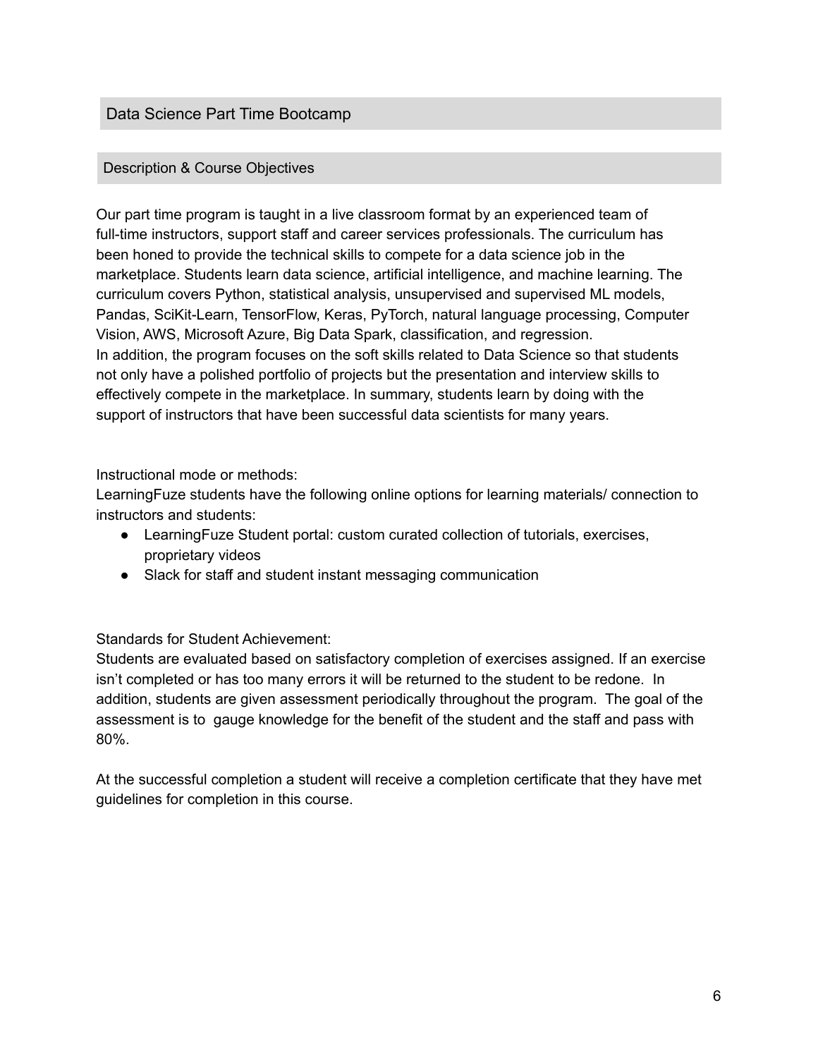## Data Science Part Time Bootcamp

### Description & Course Objectives

Our part time program is taught in a live classroom format by an experienced team of full-time instructors, support staff and career services professionals. The curriculum has been honed to provide the technical skills to compete for a data science job in the marketplace. Students learn data science, artificial intelligence, and machine learning. The curriculum covers Python, statistical analysis, unsupervised and supervised ML models, Pandas, SciKit-Learn, TensorFlow, Keras, PyTorch, natural language processing, Computer Vision, AWS, Microsoft Azure, Big Data Spark, classification, and regression.
In addition, the program focuses on the soft skills related to Data Science so that students not only have a polished portfolio of projects but the presentation and interview skills to effectively compete in the marketplace. In summary, students learn by doing with the support of instructors that have been successful data scientists for many years.

Instructional mode or methods:
LearningFuze students have the following online options for learning materials/ connection to instructors and students:

- LearningFuze Student portal: custom curated collection of tutorials, exercises, proprietary videos
- Slack for staff and student instant messaging communication

Standards for Student Achievement:
Students are evaluated based on satisfactory completion of exercises assigned. If an exercise isn't completed or has too many errors it will be returned to the student to be redone. In addition, students are given assessment periodically throughout the program. The goal of the assessment is to gauge knowledge for the benefit of the student and the staff and pass with 80%.

At the successful completion a student will receive a completion certificate that they have met guidelines for completion in this course.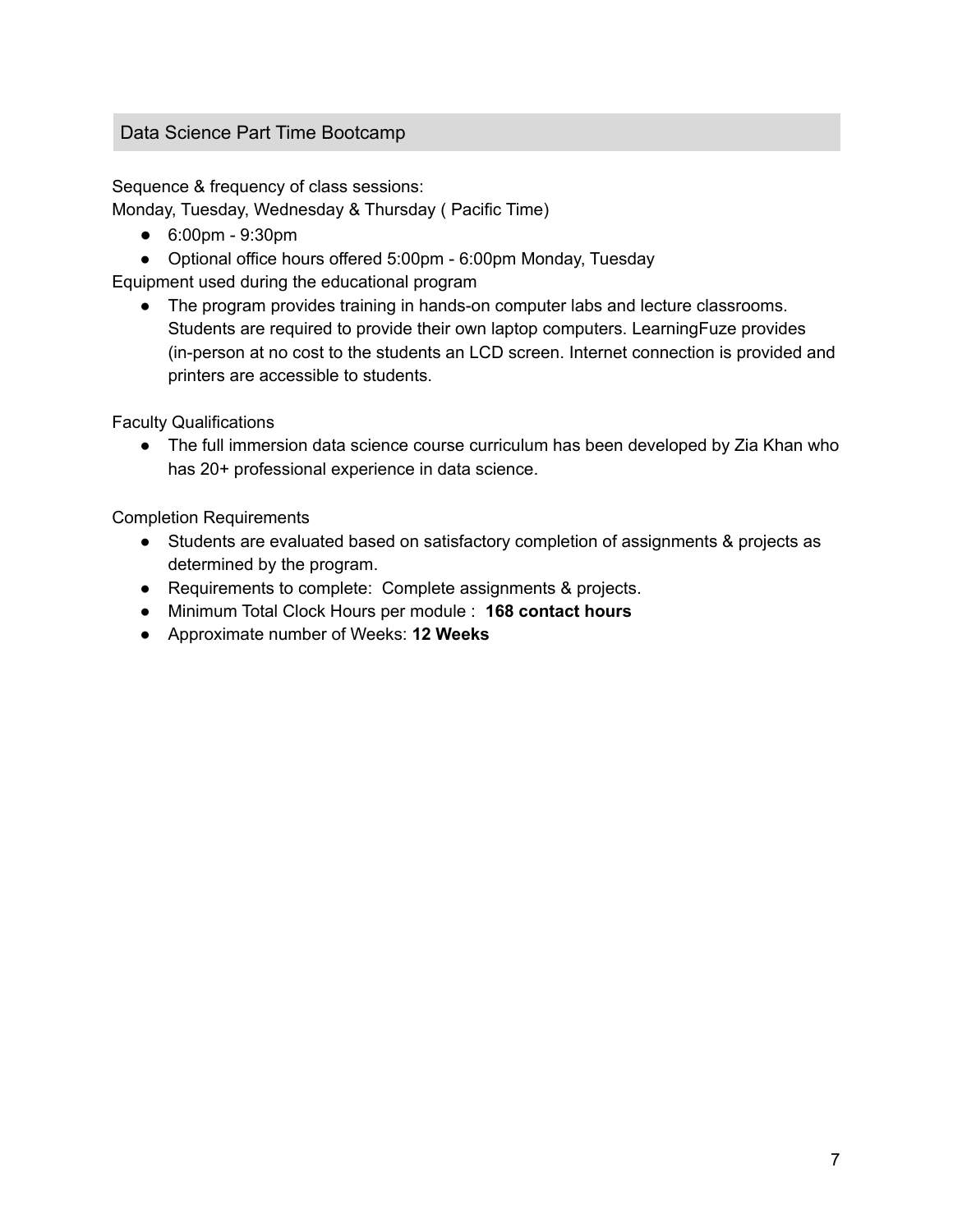## Data Science Part Time Bootcamp

Sequence & frequency of class sessions:
Monday, Tuesday, Wednesday & Thursday ( Pacific Time)

- 6:00pm - 9:30pm
- Optional office hours offered 5:00pm - 6:00pm Monday, Tuesday

Equipment used during the educational program

- The program provides training in hands-on computer labs and lecture classrooms. Students are required to provide their own laptop computers. LearningFuze provides (in-person at no cost to the students an LCD screen. Internet connection is provided and printers are accessible to students.

Faculty Qualifications

- The full immersion data science course curriculum has been developed by Zia Khan who has 20+ professional experience in data science.

Completion Requirements

- Students are evaluated based on satisfactory completion of assignments & projects as determined by the program.
- Requirements to complete: Complete assignments & projects.
- Minimum Total Clock Hours per module : **168 contact hours**
- Approximate number of Weeks: **12 Weeks**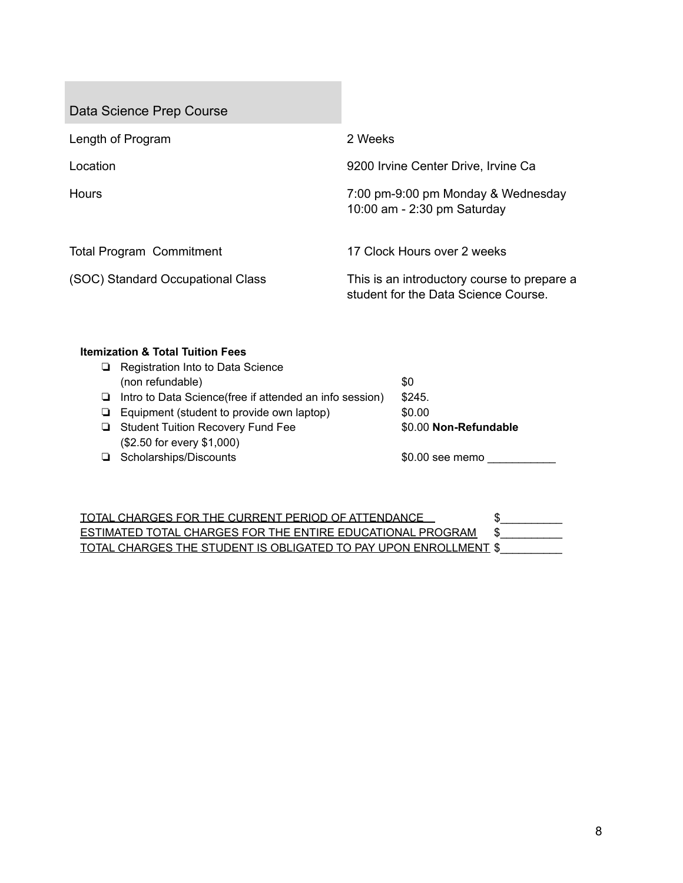## Data Science Prep Course

| | |
|---|---|
| Length of Program | 2 Weeks |
| Location | 9200 Irvine Center Drive, Irvine Ca |
| Hours | 7:00 pm-9:00 pm Monday & Wednesday<br>10:00 am - 2:30 pm Saturday |
| Total Program Commitment | 17 Clock Hours over 2 weeks |
| (SOC) Standard Occupational Class | This is an introductory course to prepare a student for the Data Science Course. |

**Itemization & Total Tuition Fees**

| | |
|---|---|
| ❏ Registration Into to Data Science (non refundable) | $0 |
| ❏ Intro to Data Science(free if attended an info session) | $245. |
| ❏ Equipment (student to provide own laptop) | $0.00 |
| ❏ Student Tuition Recovery Fund Fee ($2.50 for every $1,000) | $0.00 **Non-Refundable** |
| ❏ Scholarships/Discounts | $0.00 see memo ___________ |

| | |
|---|---|
| TOTAL CHARGES FOR THE CURRENT PERIOD OF ATTENDANCE | $__________ |
| ESTIMATED TOTAL CHARGES FOR THE ENTIRE EDUCATIONAL PROGRAM | $__________ |
| TOTAL CHARGES THE STUDENT IS OBLIGATED TO PAY UPON ENROLLMENT | $__________ |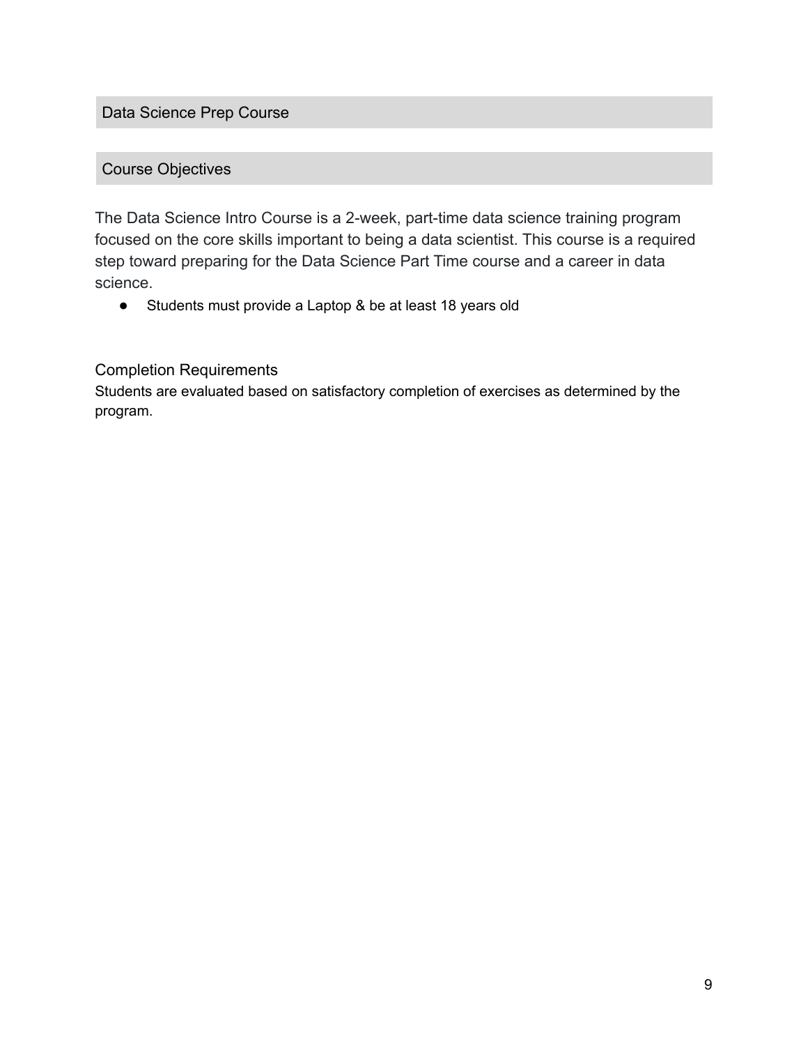## Data Science Prep Course

### Course Objectives

The Data Science Intro Course is a 2-week, part-time data science training program focused on the core skills important to being a data scientist. This course is a required step toward preparing for the Data Science Part Time course and a career in data science.

- Students must provide a Laptop & be at least 18 years old

### Completion Requirements

Students are evaluated based on satisfactory completion of exercises as determined by the program.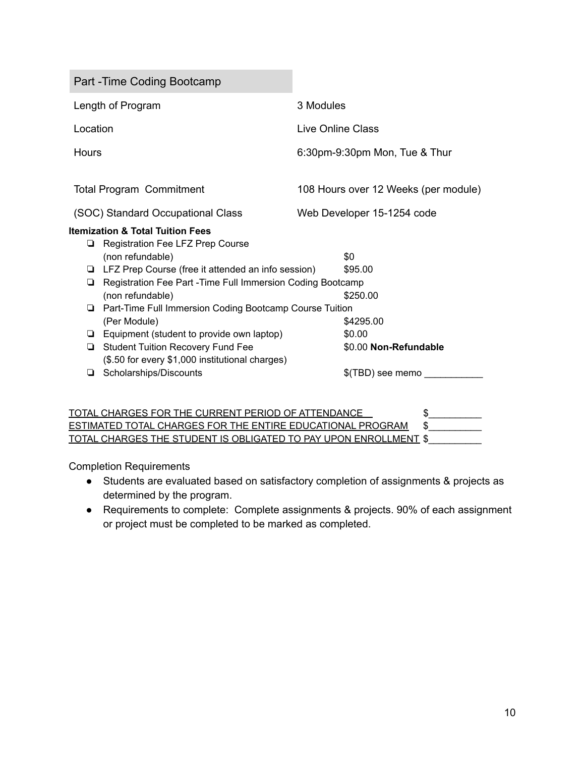| Part -Time Coding Bootcamp | |
|---|---|
| Length of Program | 3 Modules |
| Location | Live Online Class |
| Hours | 6:30pm-9:30pm Mon, Tue & Thur |
| Total Program Commitment | 108 Hours over 12 Weeks (per module) |
| (SOC) Standard Occupational Class | Web Developer 15-1254 code |

**Itemization & Total Tuition Fees**

- ❏ Registration Fee LFZ Prep Course (non refundable) — $0
- ❏ LFZ Prep Course (free it attended an info session) — $95.00
- ❏ Registration Fee Part -Time Full Immersion Coding Bootcamp (non refundable) — $250.00
- ❏ Part-Time Full Immersion Coding Bootcamp Course Tuition (Per Module) — $4295.00
- ❏ Equipment (student to provide own laptop) — $0.00
- ❏ Student Tuition Recovery Fund Fee ($.50 for every $1,000 institutional charges) — $0.00 **Non-Refundable**
- ❏ Scholarships/Discounts — $(TBD) see memo ___________

TOTAL CHARGES FOR THE CURRENT PERIOD OF ATTENDANCE $__________
ESTIMATED TOTAL CHARGES FOR THE ENTIRE EDUCATIONAL PROGRAM $__________
TOTAL CHARGES THE STUDENT IS OBLIGATED TO PAY UPON ENROLLMENT $__________

Completion Requirements

- Students are evaluated based on satisfactory completion of assignments & projects as determined by the program.
- Requirements to complete: Complete assignments & projects. 90% of each assignment or project must be completed to be marked as completed.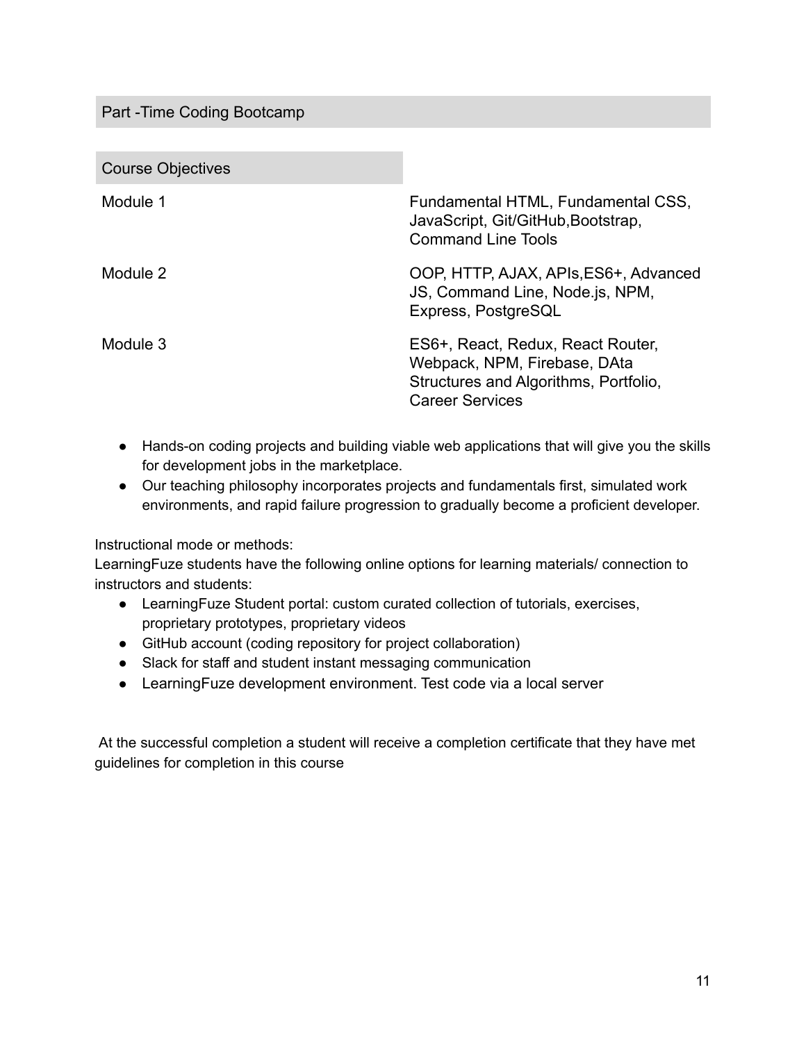## Part -Time Coding Bootcamp

| Course Objectives | |
|---|---|
| Module 1 | Fundamental HTML, Fundamental CSS, JavaScript, Git/GitHub,Bootstrap, Command Line Tools |
| Module 2 | OOP, HTTP, AJAX, APIs,ES6+, Advanced JS, Command Line, Node.js, NPM, Express, PostgreSQL |
| Module 3 | ES6+, React, Redux, React Router, Webpack, NPM, Firebase, DAta Structures and Algorithms, Portfolio, Career Services |

- Hands-on coding projects and building viable web applications that will give you the skills for development jobs in the marketplace.
- Our teaching philosophy incorporates projects and fundamentals first, simulated work environments, and rapid failure progression to gradually become a proficient developer.

Instructional mode or methods:
LearningFuze students have the following online options for learning materials/ connection to instructors and students:

- LearningFuze Student portal: custom curated collection of tutorials, exercises, proprietary prototypes, proprietary videos
- GitHub account (coding repository for project collaboration)
- Slack for staff and student instant messaging communication
- LearningFuze development environment. Test code via a local server

At the successful completion a student will receive a completion certificate that they have met guidelines for completion in this course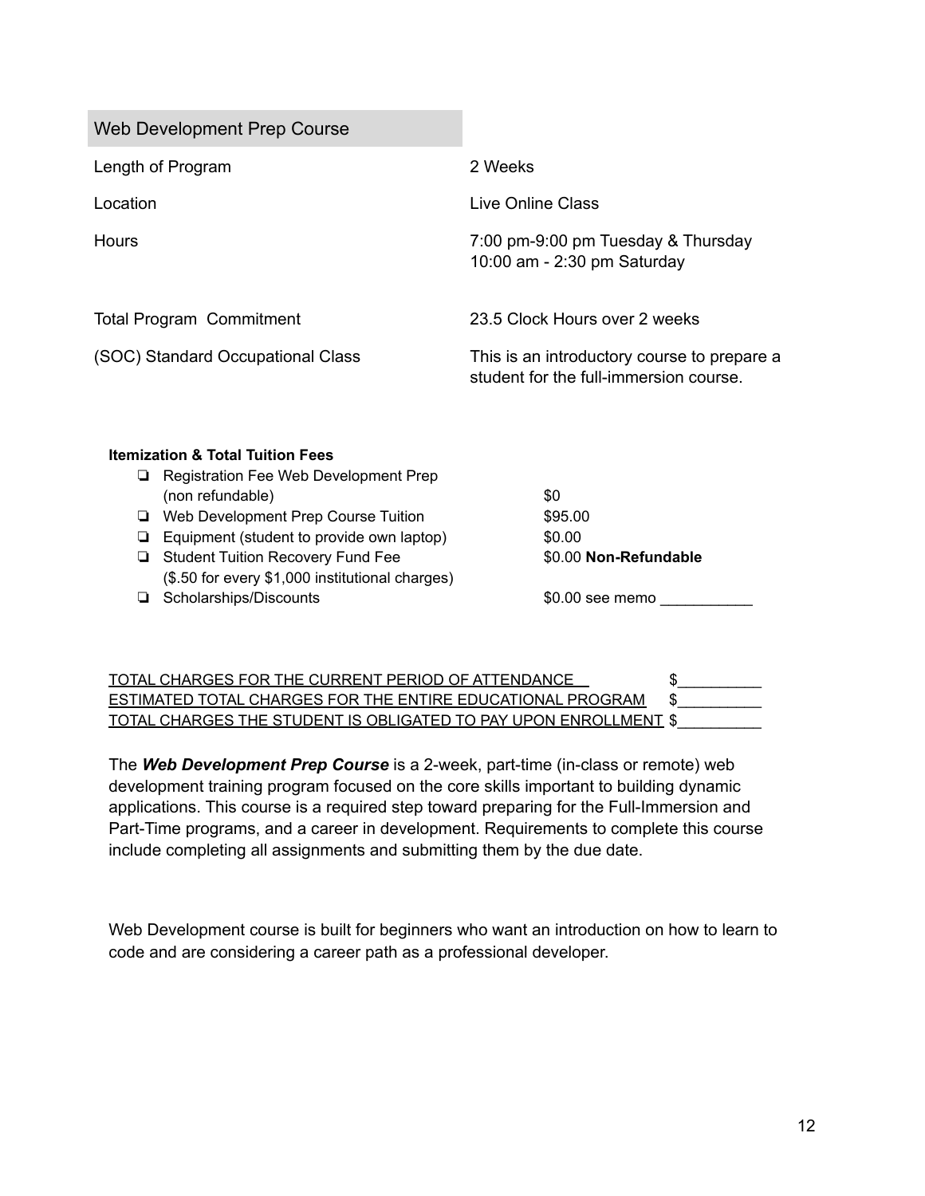| Web Development Prep Course | |
|---|---|
| Length of Program | 2 Weeks |
| Location | Live Online Class |
| Hours | 7:00 pm-9:00 pm Tuesday & Thursday<br>10:00 am - 2:30 pm Saturday |
| Total Program Commitment | 23.5 Clock Hours over 2 weeks |
| (SOC) Standard Occupational Class | This is an introductory course to prepare a student for the full-immersion course. |

**Itemization & Total Tuition Fees**

| Item | Amount |
|---|---|
| ❏ Registration Fee Web Development Prep (non refundable) | $0 |
| ❏ Web Development Prep Course Tuition | $95.00 |
| ❏ Equipment (student to provide own laptop) | $0.00 |
| ❏ Student Tuition Recovery Fund Fee ($.50 for every $1,000 institutional charges) | $0.00 **Non-Refundable** |
| ❏ Scholarships/Discounts | $0.00 see memo ___________ |

TOTAL CHARGES FOR THE CURRENT PERIOD OF ATTENDANCE $__________

ESTIMATED TOTAL CHARGES FOR THE ENTIRE EDUCATIONAL PROGRAM $__________

TOTAL CHARGES THE STUDENT IS OBLIGATED TO PAY UPON ENROLLMENT $__________

The ***Web Development Prep Course*** is a 2-week, part-time (in-class or remote) web development training program focused on the core skills important to building dynamic applications. This course is a required step toward preparing for the Full-Immersion and Part-Time programs, and a career in development. Requirements to complete this course include completing all assignments and submitting them by the due date.

Web Development course is built for beginners who want an introduction on how to learn to code and are considering a career path as a professional developer.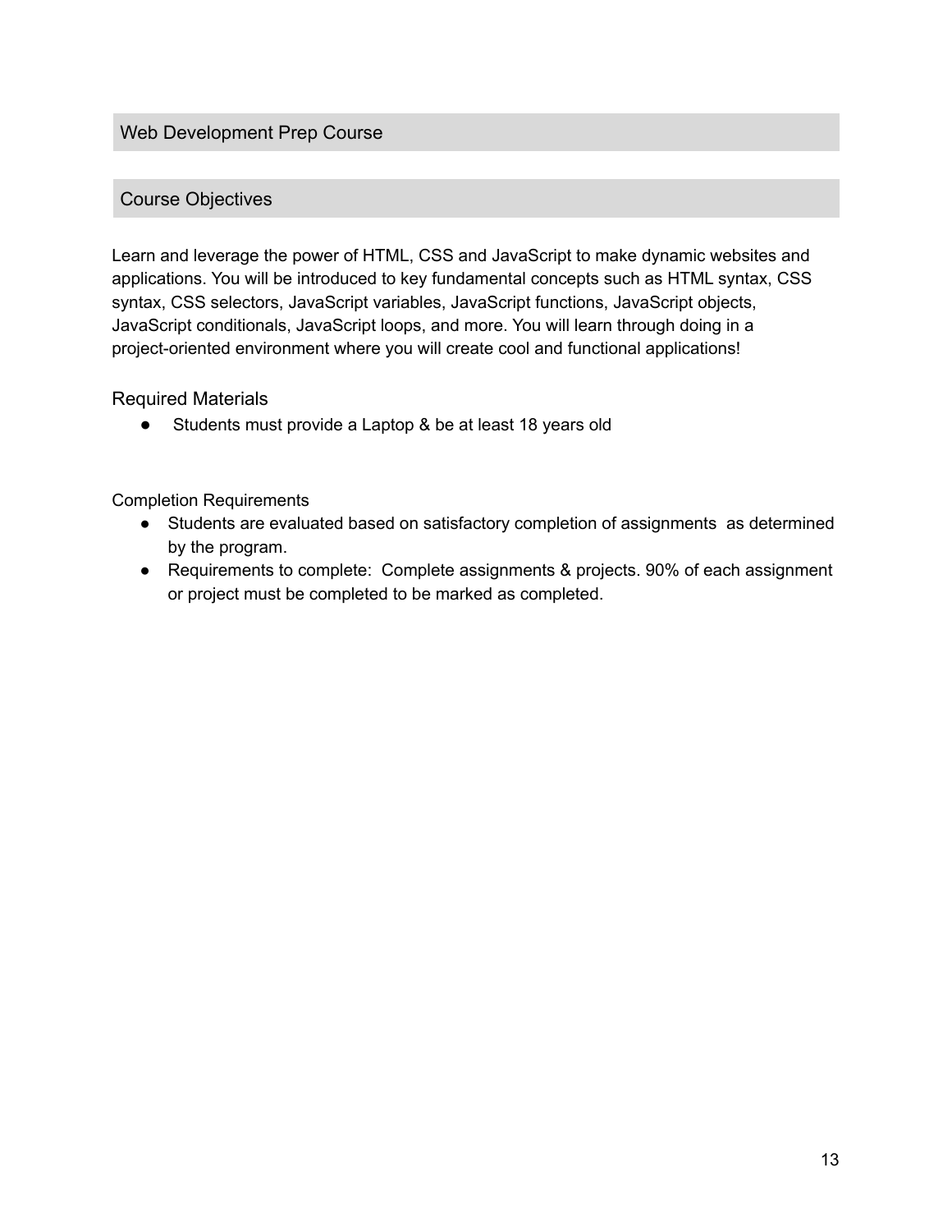## Web Development Prep Course

## Course Objectives

Learn and leverage the power of HTML, CSS and JavaScript to make dynamic websites and applications. You will be introduced to key fundamental concepts such as HTML syntax, CSS syntax, CSS selectors, JavaScript variables, JavaScript functions, JavaScript objects, JavaScript conditionals, JavaScript loops, and more. You will learn through doing in a project-oriented environment where you will create cool and functional applications!

### Required Materials

- Students must provide a Laptop & be at least 18 years old

Completion Requirements

- Students are evaluated based on satisfactory completion of assignments as determined by the program.
- Requirements to complete: Complete assignments & projects. 90% of each assignment or project must be completed to be marked as completed.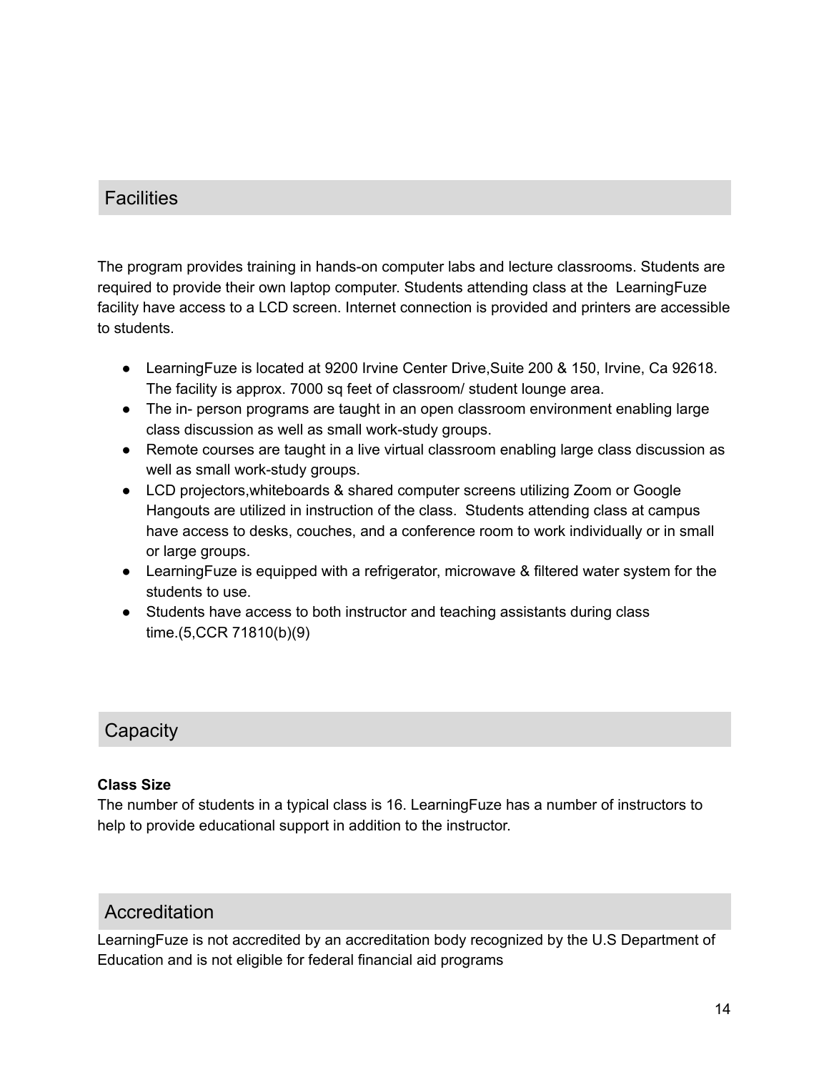## Facilities

The program provides training in hands-on computer labs and lecture classrooms. Students are required to provide their own laptop computer. Students attending class at the LearningFuze facility have access to a LCD screen. Internet connection is provided and printers are accessible to students.

- LearningFuze is located at 9200 Irvine Center Drive,Suite 200 & 150, Irvine, Ca 92618. The facility is approx. 7000 sq feet of classroom/ student lounge area.
- The in- person programs are taught in an open classroom environment enabling large class discussion as well as small work-study groups.
- Remote courses are taught in a live virtual classroom enabling large class discussion as well as small work-study groups.
- LCD projectors,whiteboards & shared computer screens utilizing Zoom or Google Hangouts are utilized in instruction of the class. Students attending class at campus have access to desks, couches, and a conference room to work individually or in small or large groups.
- LearningFuze is equipped with a refrigerator, microwave & filtered water system for the students to use.
- Students have access to both instructor and teaching assistants during class time.(5,CCR 71810(b)(9)

## Capacity

**Class Size**
The number of students in a typical class is 16. LearningFuze has a number of instructors to help to provide educational support in addition to the instructor.

## Accreditation

LearningFuze is not accredited by an accreditation body recognized by the U.S Department of Education and is not eligible for federal financial aid programs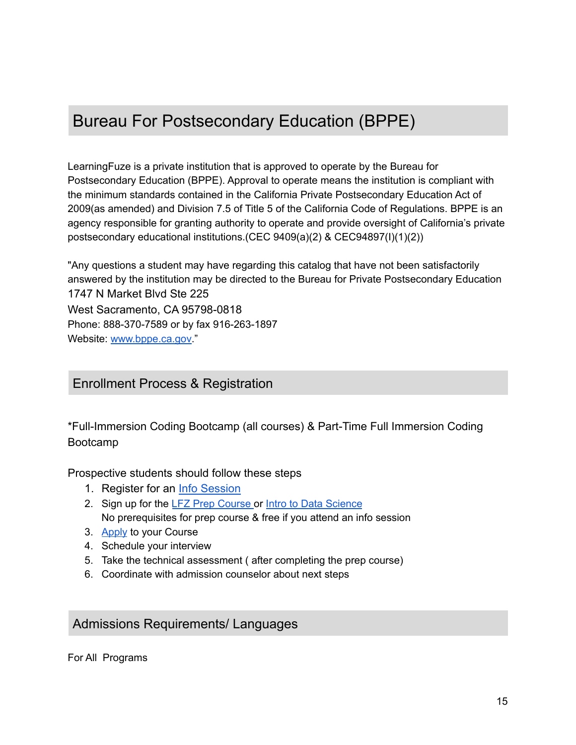## Bureau For Postsecondary Education (BPPE)

LearningFuze is a private institution that is approved to operate by the Bureau for Postsecondary Education (BPPE). Approval to operate means the institution is compliant with the minimum standards contained in the California Private Postsecondary Education Act of 2009(as amended) and Division 7.5 of Title 5 of the California Code of Regulations. BPPE is an agency responsible for granting authority to operate and provide oversight of California's private postsecondary educational institutions.(CEC 9409(a)(2) & CEC94897(I)(1)(2))

"Any questions a student may have regarding this catalog that have not been satisfactorily answered by the institution may be directed to the Bureau for Private Postsecondary Education
1747 N Market Blvd Ste 225
West Sacramento, CA 95798-0818
Phone: 888-370-7589 or by fax 916-263-1897
Website: [www.bppe.ca.gov](http://www.bppe.ca.gov)."

## Enrollment Process & Registration

*Full-Immersion Coding Bootcamp (all courses) & Part-Time Full Immersion Coding Bootcamp

Prospective students should follow these steps

1. Register for an Info Session
2. Sign up for the LFZ Prep Course or Intro to Data Science
   No prerequisites for prep course & free if you attend an info session
3. Apply to your Course
4. Schedule your interview
5. Take the technical assessment ( after completing the prep course)
6. Coordinate with admission counselor about next steps

## Admissions Requirements/ Languages

For All Programs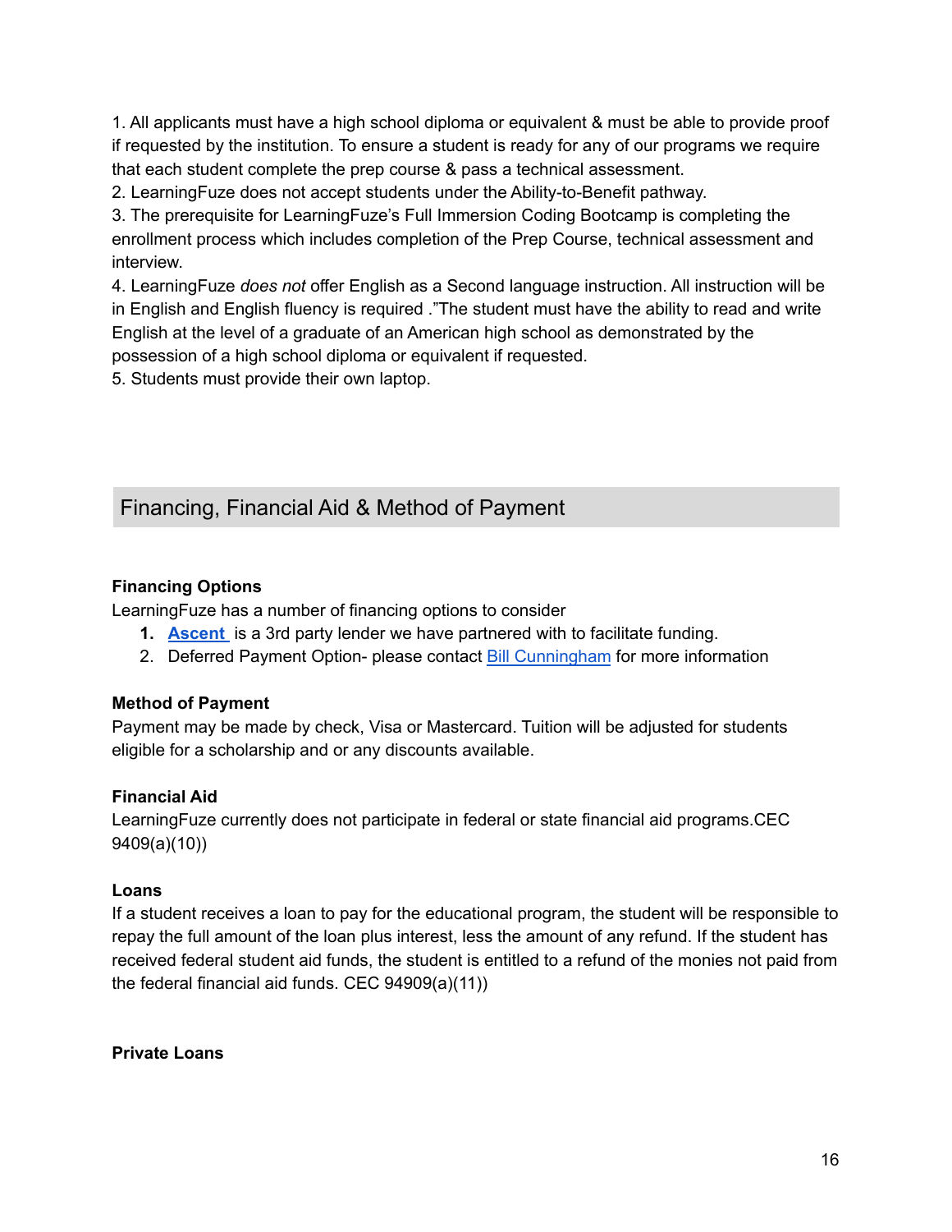1. All applicants must have a high school diploma or equivalent & must be able to provide proof if requested by the institution. To ensure a student is ready for any of our programs we require that each student complete the prep course & pass a technical assessment.
2. LearningFuze does not accept students under the Ability-to-Benefit pathway.
3. The prerequisite for LearningFuze's Full Immersion Coding Bootcamp is completing the enrollment process which includes completion of the Prep Course, technical assessment and interview.
4. LearningFuze *does not* offer English as a Second language instruction. All instruction will be in English and English fluency is required ."The student must have the ability to read and write English at the level of a graduate of an American high school as demonstrated by the possession of a high school diploma or equivalent if requested.
5. Students must provide their own laptop.

## Financing, Financial Aid & Method of Payment

**Financing Options**

LearningFuze has a number of financing options to consider

1. **Ascent** is a 3rd party lender we have partnered with to facilitate funding.
2. Deferred Payment Option- please contact Bill Cunningham for more information

**Method of Payment**

Payment may be made by check, Visa or Mastercard. Tuition will be adjusted for students eligible for a scholarship and or any discounts available.

**Financial Aid**

LearningFuze currently does not participate in federal or state financial aid programs.CEC 9409(a)(10))

**Loans**

If a student receives a loan to pay for the educational program, the student will be responsible to repay the full amount of the loan plus interest, less the amount of any refund. If the student has received federal student aid funds, the student is entitled to a refund of the monies not paid from the federal financial aid funds. CEC 94909(a)(11))

**Private Loans**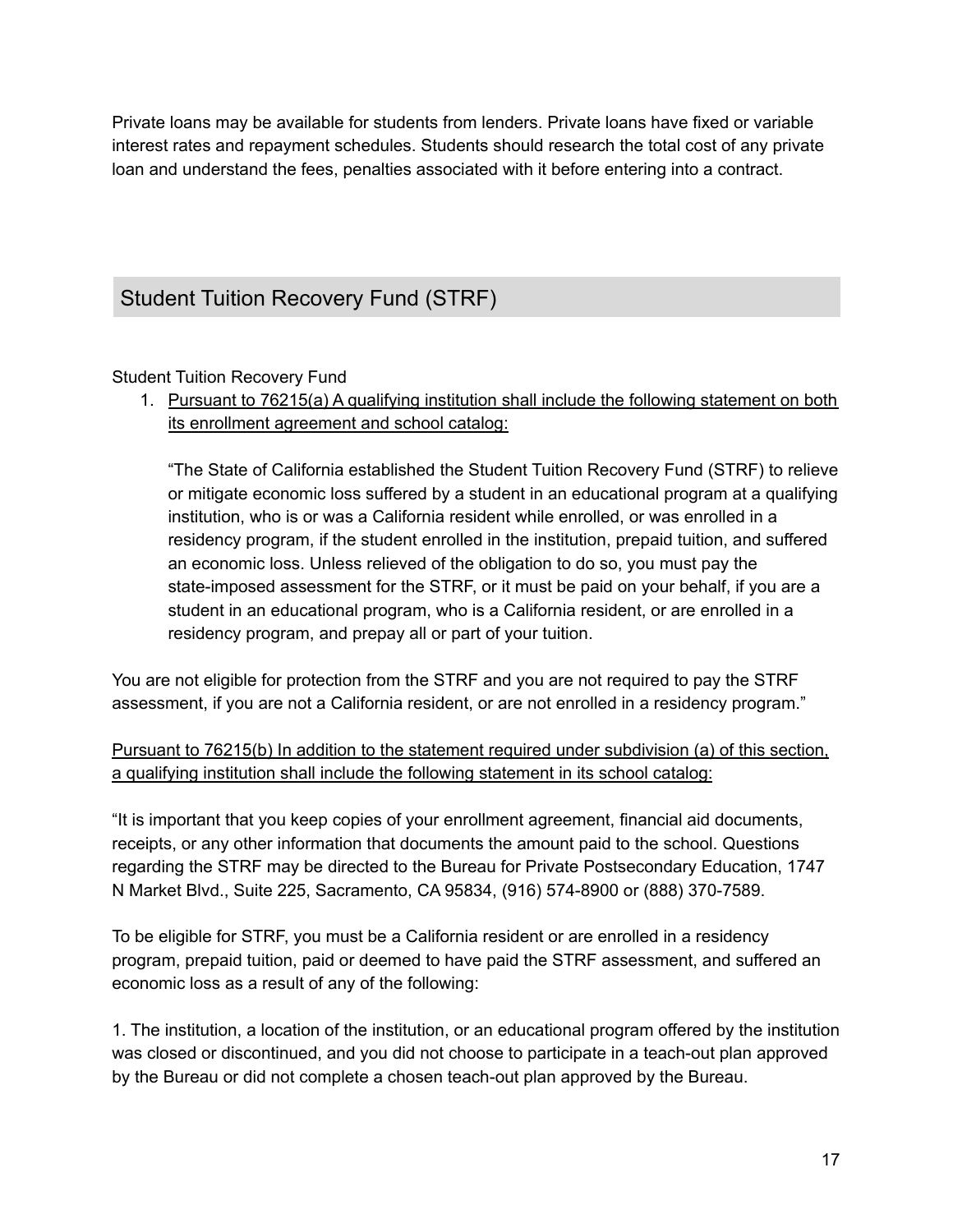Private loans may be available for students from lenders. Private loans have fixed or variable interest rates and repayment schedules. Students should research the total cost of any private loan and understand the fees, penalties associated with it before entering into a contract.

## Student Tuition Recovery Fund (STRF)

Student Tuition Recovery Fund

1. <u>Pursuant to 76215(a) A qualifying institution shall include the following statement on both its enrollment agreement and school catalog:</u>

   “The State of California established the Student Tuition Recovery Fund (STRF) to relieve or mitigate economic loss suffered by a student in an educational program at a qualifying institution, who is or was a California resident while enrolled, or was enrolled in a residency program, if the student enrolled in the institution, prepaid tuition, and suffered an economic loss. Unless relieved of the obligation to do so, you must pay the state-imposed assessment for the STRF, or it must be paid on your behalf, if you are a student in an educational program, who is a California resident, or are enrolled in a residency program, and prepay all or part of your tuition.

You are not eligible for protection from the STRF and you are not required to pay the STRF assessment, if you are not a California resident, or are not enrolled in a residency program.”

<u>Pursuant to 76215(b) In addition to the statement required under subdivision (a) of this section, a qualifying institution shall include the following statement in its school catalog:</u>

“It is important that you keep copies of your enrollment agreement, financial aid documents, receipts, or any other information that documents the amount paid to the school. Questions regarding the STRF may be directed to the Bureau for Private Postsecondary Education, 1747 N Market Blvd., Suite 225, Sacramento, CA 95834, (916) 574-8900 or (888) 370-7589.

To be eligible for STRF, you must be a California resident or are enrolled in a residency program, prepaid tuition, paid or deemed to have paid the STRF assessment, and suffered an economic loss as a result of any of the following:

1. The institution, a location of the institution, or an educational program offered by the institution was closed or discontinued, and you did not choose to participate in a teach-out plan approved by the Bureau or did not complete a chosen teach-out plan approved by the Bureau.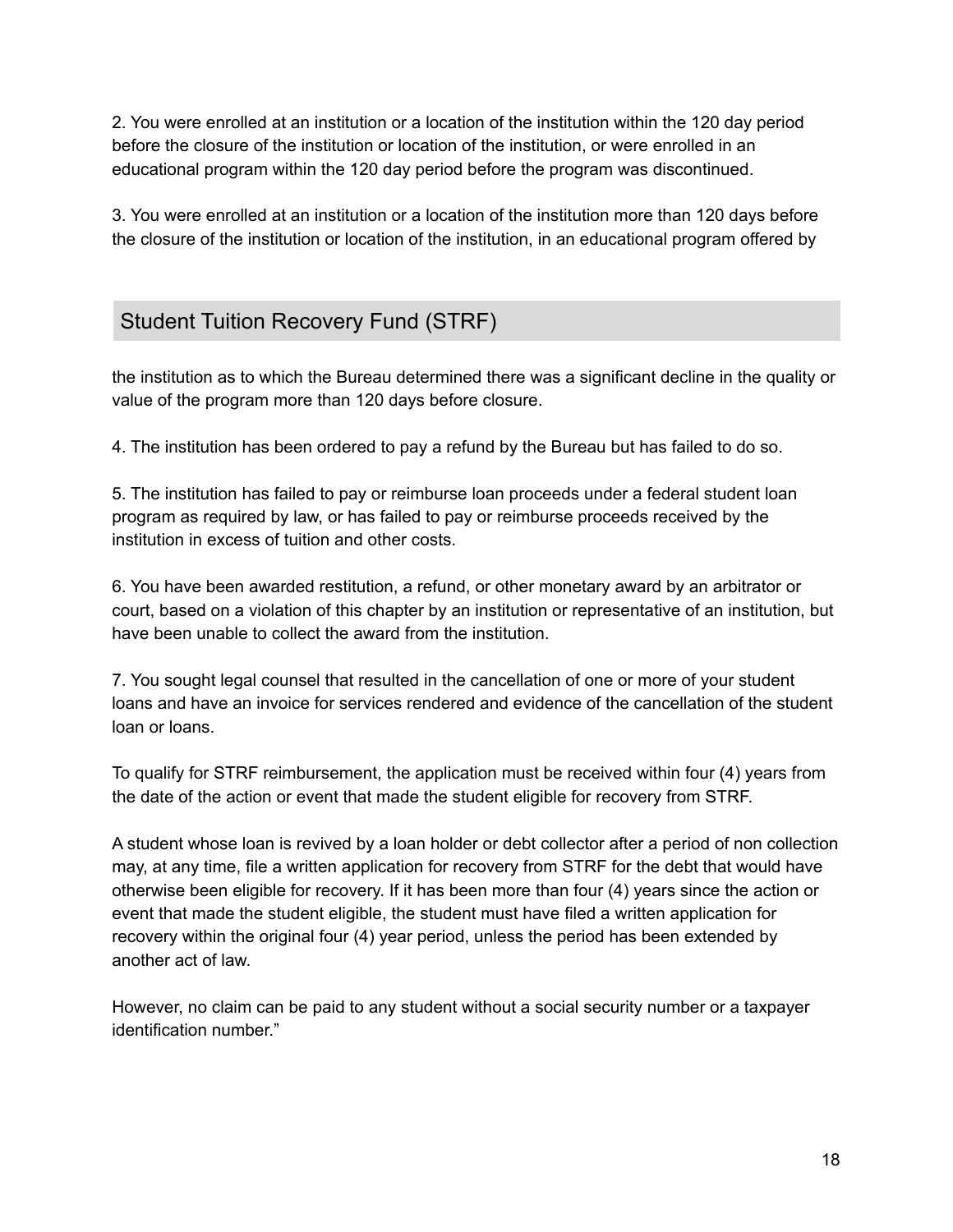2. You were enrolled at an institution or a location of the institution within the 120 day period before the closure of the institution or location of the institution, or were enrolled in an educational program within the 120 day period before the program was discontinued.

3. You were enrolled at an institution or a location of the institution more than 120 days before the closure of the institution or location of the institution, in an educational program offered by

## Student Tuition Recovery Fund (STRF)

the institution as to which the Bureau determined there was a significant decline in the quality or value of the program more than 120 days before closure.

4. The institution has been ordered to pay a refund by the Bureau but has failed to do so.

5. The institution has failed to pay or reimburse loan proceeds under a federal student loan program as required by law, or has failed to pay or reimburse proceeds received by the institution in excess of tuition and other costs.

6. You have been awarded restitution, a refund, or other monetary award by an arbitrator or court, based on a violation of this chapter by an institution or representative of an institution, but have been unable to collect the award from the institution.

7. You sought legal counsel that resulted in the cancellation of one or more of your student loans and have an invoice for services rendered and evidence of the cancellation of the student loan or loans.

To qualify for STRF reimbursement, the application must be received within four (4) years from the date of the action or event that made the student eligible for recovery from STRF.

A student whose loan is revived by a loan holder or debt collector after a period of non collection may, at any time, file a written application for recovery from STRF for the debt that would have otherwise been eligible for recovery. If it has been more than four (4) years since the action or event that made the student eligible, the student must have filed a written application for recovery within the original four (4) year period, unless the period has been extended by another act of law.

However, no claim can be paid to any student without a social security number or a taxpayer identification number."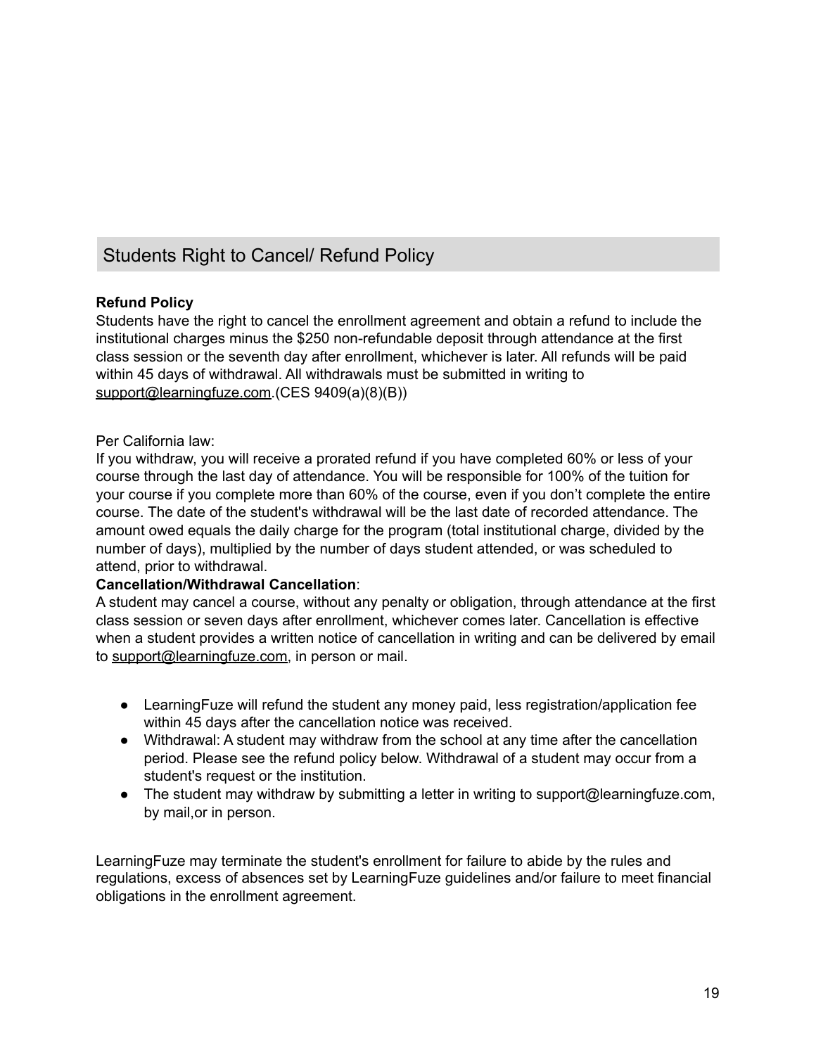## Students Right to Cancel/ Refund Policy

**Refund Policy**
Students have the right to cancel the enrollment agreement and obtain a refund to include the institutional charges minus the $250 non-refundable deposit through attendance at the first class session or the seventh day after enrollment, whichever is later. All refunds will be paid within 45 days of withdrawal. All withdrawals must be submitted in writing to support@learningfuze.com.(CES 9409(a)(8)(B))

Per California law:
If you withdraw, you will receive a prorated refund if you have completed 60% or less of your course through the last day of attendance. You will be responsible for 100% of the tuition for your course if you complete more than 60% of the course, even if you don't complete the entire course. The date of the student's withdrawal will be the last date of recorded attendance. The amount owed equals the daily charge for the program (total institutional charge, divided by the number of days), multiplied by the number of days student attended, or was scheduled to attend, prior to withdrawal.

**Cancellation/Withdrawal Cancellation**:
A student may cancel a course, without any penalty or obligation, through attendance at the first class session or seven days after enrollment, whichever comes later. Cancellation is effective when a student provides a written notice of cancellation in writing and can be delivered by email to support@learningfuze.com, in person or mail.

- LearningFuze will refund the student any money paid, less registration/application fee within 45 days after the cancellation notice was received.
- Withdrawal: A student may withdraw from the school at any time after the cancellation period. Please see the refund policy below. Withdrawal of a student may occur from a student's request or the institution.
- The student may withdraw by submitting a letter in writing to support@learningfuze.com, by mail,or in person.

LearningFuze may terminate the student's enrollment for failure to abide by the rules and regulations, excess of absences set by LearningFuze guidelines and/or failure to meet financial obligations in the enrollment agreement.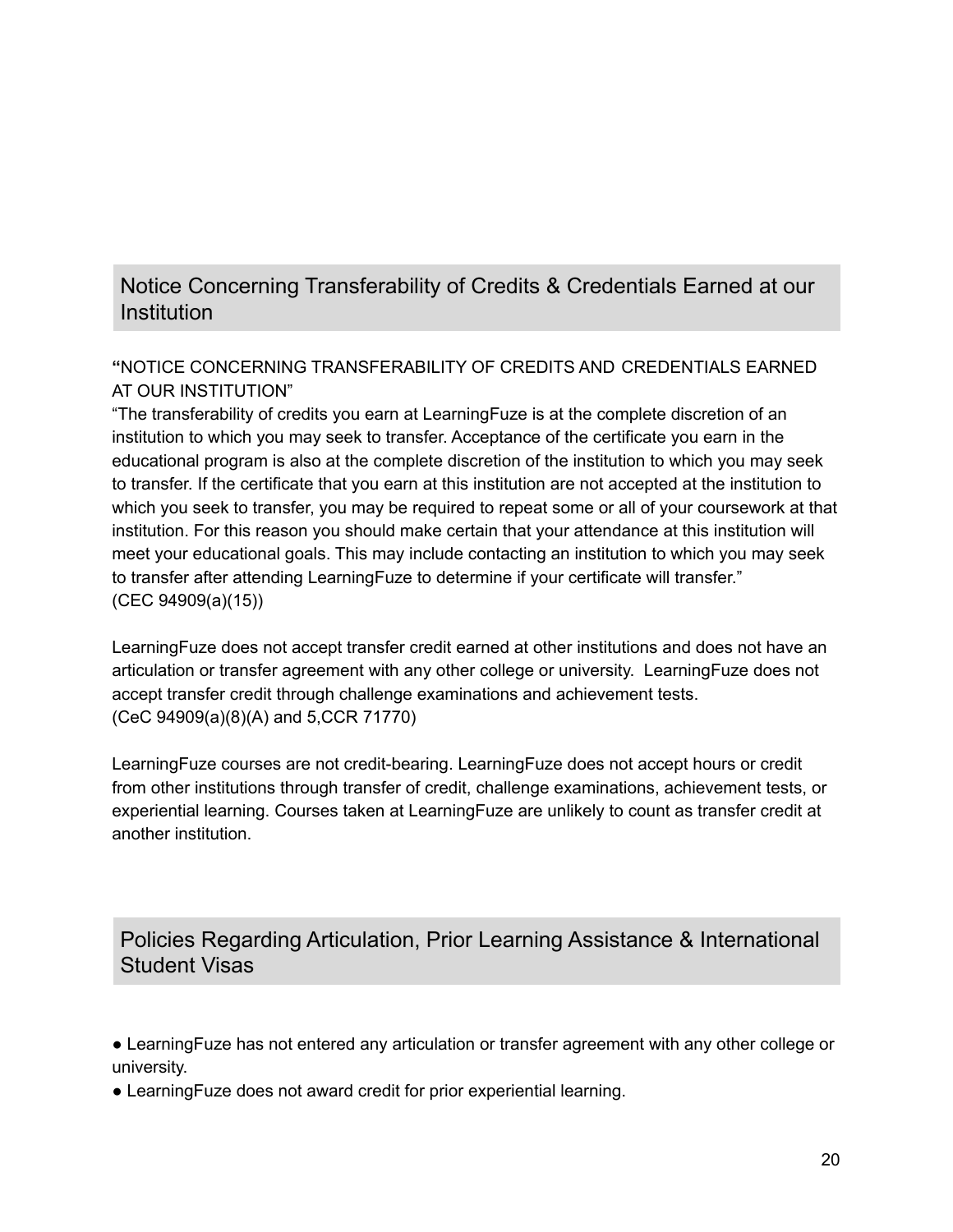## Notice Concerning Transferability of Credits & Credentials Earned at our Institution

**“**NOTICE CONCERNING TRANSFERABILITY OF CREDITS AND CREDENTIALS EARNED AT OUR INSTITUTION”
“The transferability of credits you earn at LearningFuze is at the complete discretion of an institution to which you may seek to transfer. Acceptance of the certificate you earn in the educational program is also at the complete discretion of the institution to which you may seek to transfer. If the certificate that you earn at this institution are not accepted at the institution to which you seek to transfer, you may be required to repeat some or all of your coursework at that institution. For this reason you should make certain that your attendance at this institution will meet your educational goals. This may include contacting an institution to which you may seek to transfer after attending LearningFuze to determine if your certificate will transfer.”
(CEC 94909(a)(15))

LearningFuze does not accept transfer credit earned at other institutions and does not have an articulation or transfer agreement with any other college or university. LearningFuze does not accept transfer credit through challenge examinations and achievement tests.
(CeC 94909(a)(8)(A) and 5,CCR 71770)

LearningFuze courses are not credit-bearing. LearningFuze does not accept hours or credit from other institutions through transfer of credit, challenge examinations, achievement tests, or experiential learning. Courses taken at LearningFuze are unlikely to count as transfer credit at another institution.

## Policies Regarding Articulation, Prior Learning Assistance & International Student Visas

- LearningFuze has not entered any articulation or transfer agreement with any other college or university.
- LearningFuze does not award credit for prior experiential learning.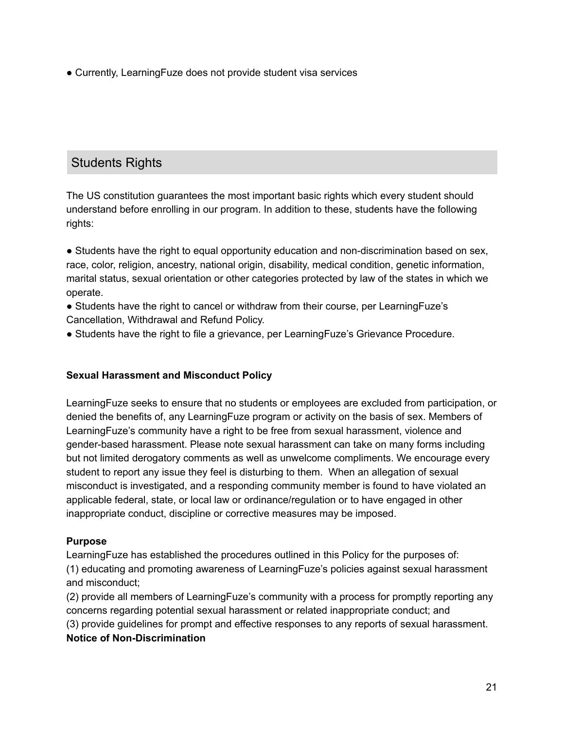- Currently, LearningFuze does not provide student visa services

## Students Rights

The US constitution guarantees the most important basic rights which every student should understand before enrolling in our program. In addition to these, students have the following rights:

- Students have the right to equal opportunity education and non-discrimination based on sex, race, color, religion, ancestry, national origin, disability, medical condition, genetic information, marital status, sexual orientation or other categories protected by law of the states in which we operate.
- Students have the right to cancel or withdraw from their course, per LearningFuze's Cancellation, Withdrawal and Refund Policy.
- Students have the right to file a grievance, per LearningFuze's Grievance Procedure.

**Sexual Harassment and Misconduct Policy**

LearningFuze seeks to ensure that no students or employees are excluded from participation, or denied the benefits of, any LearningFuze program or activity on the basis of sex. Members of LearningFuze's community have a right to be free from sexual harassment, violence and gender-based harassment. Please note sexual harassment can take on many forms including but not limited derogatory comments as well as unwelcome compliments. We encourage every student to report any issue they feel is disturbing to them. When an allegation of sexual misconduct is investigated, and a responding community member is found to have violated an applicable federal, state, or local law or ordinance/regulation or to have engaged in other inappropriate conduct, discipline or corrective measures may be imposed.

**Purpose**

LearningFuze has established the procedures outlined in this Policy for the purposes of:
(1) educating and promoting awareness of LearningFuze's policies against sexual harassment and misconduct;
(2) provide all members of LearningFuze's community with a process for promptly reporting any concerns regarding potential sexual harassment or related inappropriate conduct; and
(3) provide guidelines for prompt and effective responses to any reports of sexual harassment.

**Notice of Non-Discrimination**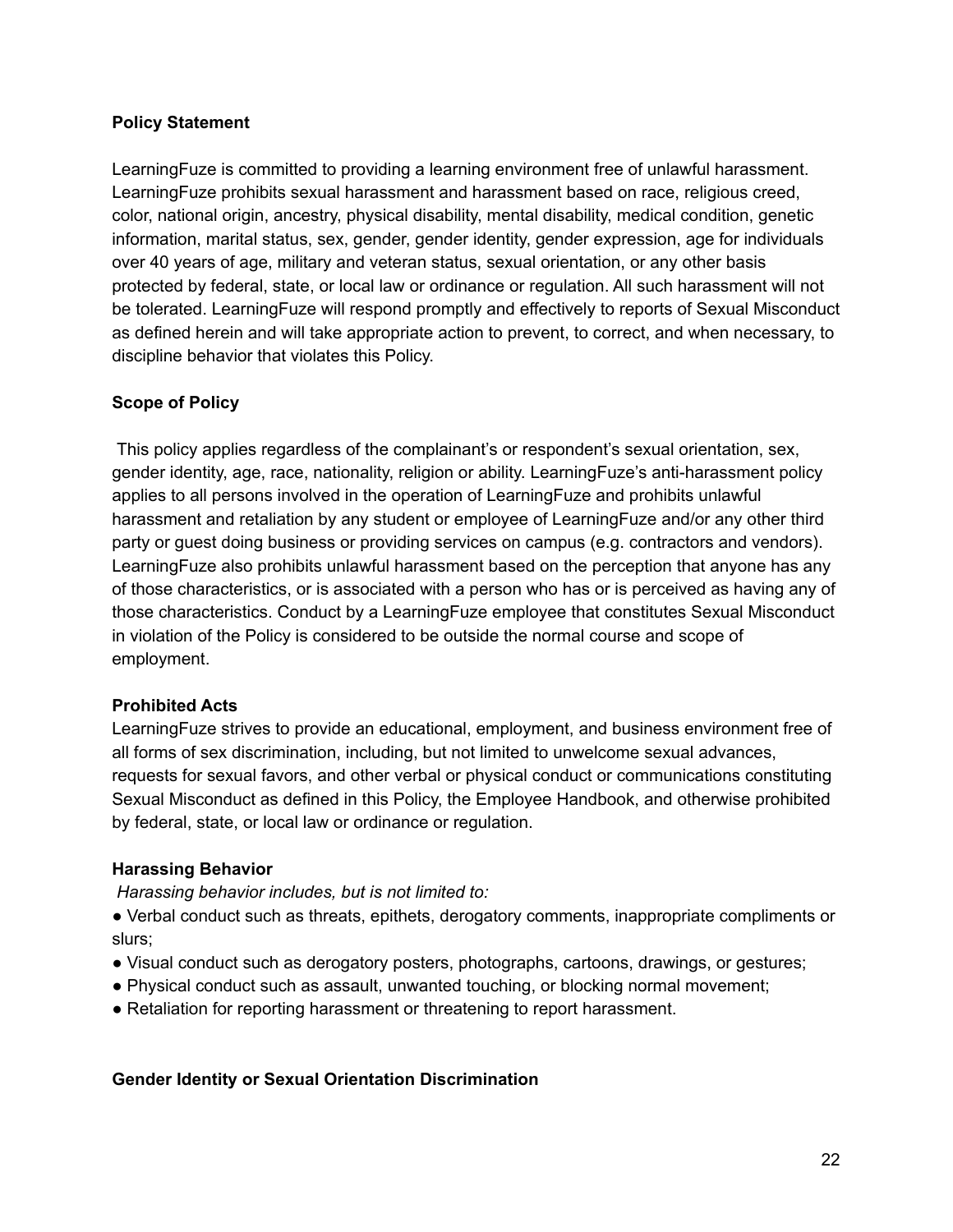**Policy Statement**

LearningFuze is committed to providing a learning environment free of unlawful harassment. LearningFuze prohibits sexual harassment and harassment based on race, religious creed, color, national origin, ancestry, physical disability, mental disability, medical condition, genetic information, marital status, sex, gender, gender identity, gender expression, age for individuals over 40 years of age, military and veteran status, sexual orientation, or any other basis protected by federal, state, or local law or ordinance or regulation. All such harassment will not be tolerated. LearningFuze will respond promptly and effectively to reports of Sexual Misconduct as defined herein and will take appropriate action to prevent, to correct, and when necessary, to discipline behavior that violates this Policy.

**Scope of Policy**

This policy applies regardless of the complainant's or respondent's sexual orientation, sex, gender identity, age, race, nationality, religion or ability. LearningFuze's anti-harassment policy applies to all persons involved in the operation of LearningFuze and prohibits unlawful harassment and retaliation by any student or employee of LearningFuze and/or any other third party or guest doing business or providing services on campus (e.g. contractors and vendors). LearningFuze also prohibits unlawful harassment based on the perception that anyone has any of those characteristics, or is associated with a person who has or is perceived as having any of those characteristics. Conduct by a LearningFuze employee that constitutes Sexual Misconduct in violation of the Policy is considered to be outside the normal course and scope of employment.

**Prohibited Acts**

LearningFuze strives to provide an educational, employment, and business environment free of all forms of sex discrimination, including, but not limited to unwelcome sexual advances, requests for sexual favors, and other verbal or physical conduct or communications constituting Sexual Misconduct as defined in this Policy, the Employee Handbook, and otherwise prohibited by federal, state, or local law or ordinance or regulation.

**Harassing Behavior**

*Harassing behavior includes, but is not limited to:*

- Verbal conduct such as threats, epithets, derogatory comments, inappropriate compliments or slurs;
- Visual conduct such as derogatory posters, photographs, cartoons, drawings, or gestures;
- Physical conduct such as assault, unwanted touching, or blocking normal movement;
- Retaliation for reporting harassment or threatening to report harassment.

**Gender Identity or Sexual Orientation Discrimination**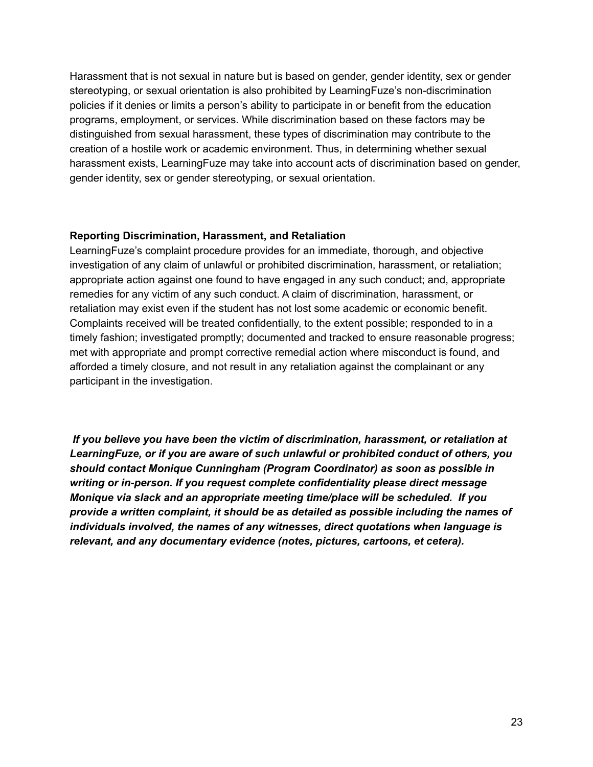Harassment that is not sexual in nature but is based on gender, gender identity, sex or gender stereotyping, or sexual orientation is also prohibited by LearningFuze's non-discrimination policies if it denies or limits a person's ability to participate in or benefit from the education programs, employment, or services. While discrimination based on these factors may be distinguished from sexual harassment, these types of discrimination may contribute to the creation of a hostile work or academic environment. Thus, in determining whether sexual harassment exists, LearningFuze may take into account acts of discrimination based on gender, gender identity, sex or gender stereotyping, or sexual orientation.

**Reporting Discrimination, Harassment, and Retaliation**

LearningFuze's complaint procedure provides for an immediate, thorough, and objective investigation of any claim of unlawful or prohibited discrimination, harassment, or retaliation; appropriate action against one found to have engaged in any such conduct; and, appropriate remedies for any victim of any such conduct. A claim of discrimination, harassment, or retaliation may exist even if the student has not lost some academic or economic benefit. Complaints received will be treated confidentially, to the extent possible; responded to in a timely fashion; investigated promptly; documented and tracked to ensure reasonable progress; met with appropriate and prompt corrective remedial action where misconduct is found, and afforded a timely closure, and not result in any retaliation against the complainant or any participant in the investigation.

***If you believe you have been the victim of discrimination, harassment, or retaliation at LearningFuze, or if you are aware of such unlawful or prohibited conduct of others, you should contact Monique Cunningham (Program Coordinator) as soon as possible in writing or in-person. If you request complete confidentiality please direct message Monique via slack and an appropriate meeting time/place will be scheduled. If you provide a written complaint, it should be as detailed as possible including the names of individuals involved, the names of any witnesses, direct quotations when language is relevant, and any documentary evidence (notes, pictures, cartoons, et cetera).***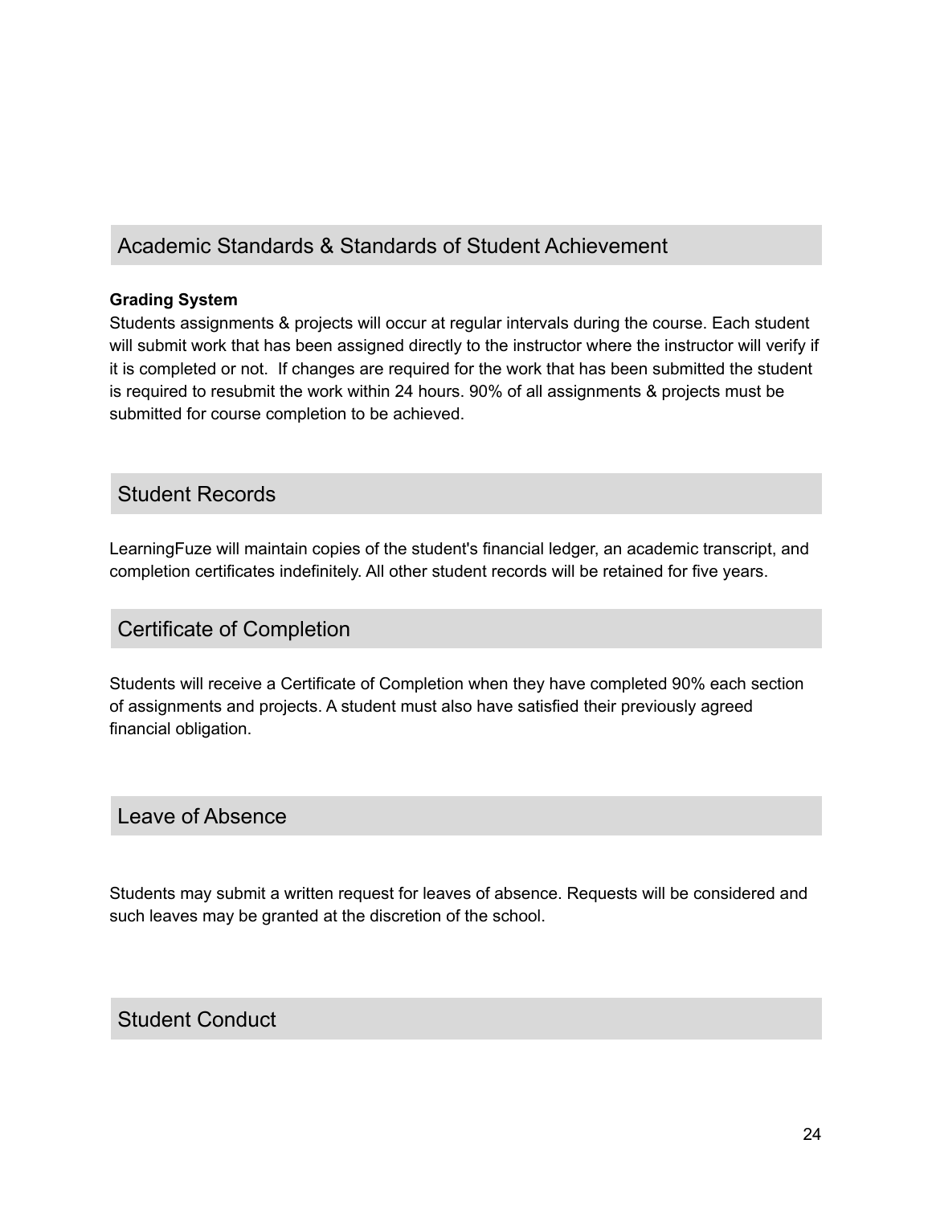## Academic Standards & Standards of Student Achievement

**Grading System**

Students assignments & projects will occur at regular intervals during the course. Each student will submit work that has been assigned directly to the instructor where the instructor will verify if it is completed or not.  If changes are required for the work that has been submitted the student is required to resubmit the work within 24 hours. 90% of all assignments & projects must be submitted for course completion to be achieved.

## Student Records

LearningFuze will maintain copies of the student's financial ledger, an academic transcript, and completion certificates indefinitely. All other student records will be retained for five years.

## Certificate of Completion

Students will receive a Certificate of Completion when they have completed 90% each section of assignments and projects. A student must also have satisfied their previously agreed financial obligation.

## Leave of Absence

Students may submit a written request for leaves of absence. Requests will be considered and such leaves may be granted at the discretion of the school.

## Student Conduct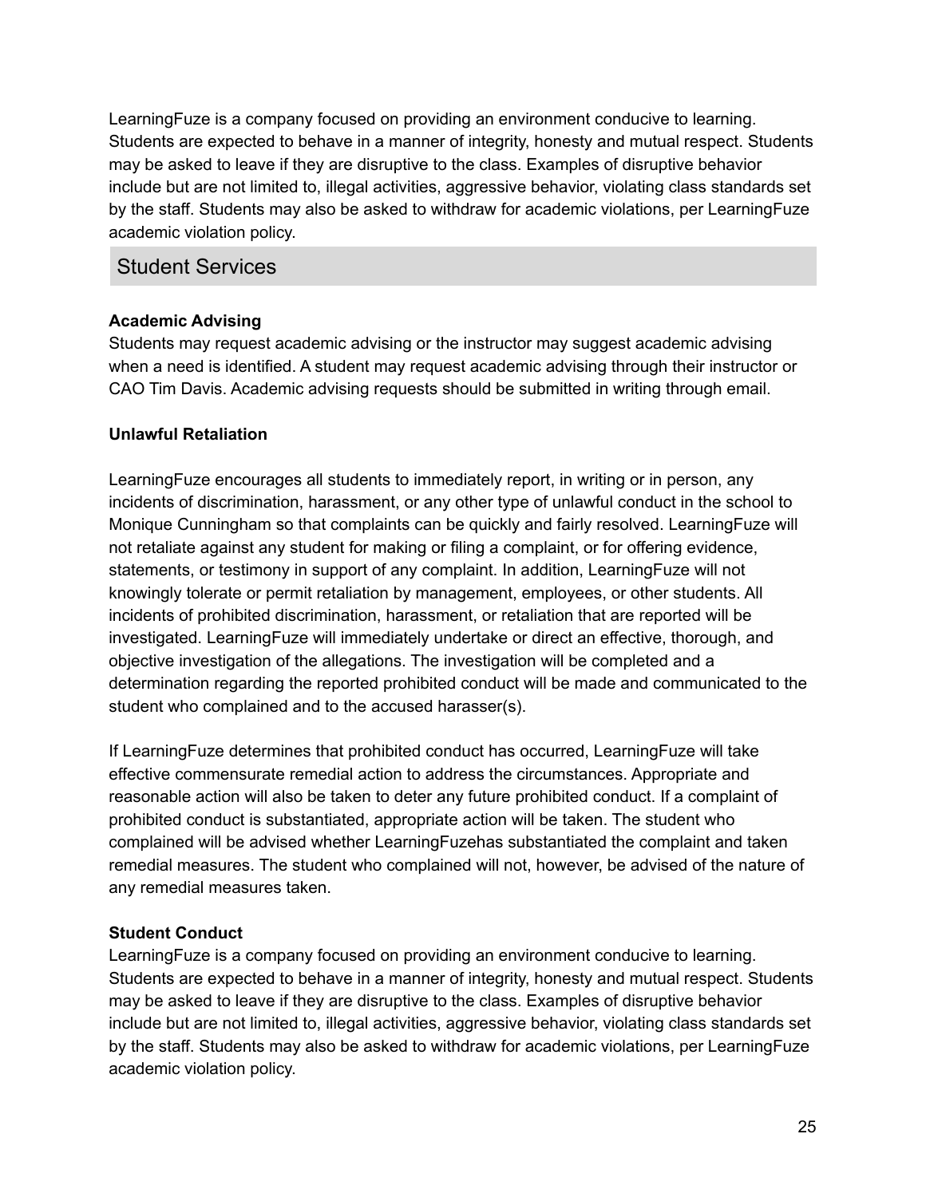LearningFuze is a company focused on providing an environment conducive to learning. Students are expected to behave in a manner of integrity, honesty and mutual respect. Students may be asked to leave if they are disruptive to the class. Examples of disruptive behavior include but are not limited to, illegal activities, aggressive behavior, violating class standards set by the staff. Students may also be asked to withdraw for academic violations, per LearningFuze academic violation policy.

## Student Services

**Academic Advising**

Students may request academic advising or the instructor may suggest academic advising when a need is identified. A student may request academic advising through their instructor or CAO Tim Davis. Academic advising requests should be submitted in writing through email.

**Unlawful Retaliation**

LearningFuze encourages all students to immediately report, in writing or in person, any incidents of discrimination, harassment, or any other type of unlawful conduct in the school to Monique Cunningham so that complaints can be quickly and fairly resolved. LearningFuze will not retaliate against any student for making or filing a complaint, or for offering evidence, statements, or testimony in support of any complaint. In addition, LearningFuze will not knowingly tolerate or permit retaliation by management, employees, or other students. All incidents of prohibited discrimination, harassment, or retaliation that are reported will be investigated. LearningFuze will immediately undertake or direct an effective, thorough, and objective investigation of the allegations. The investigation will be completed and a determination regarding the reported prohibited conduct will be made and communicated to the student who complained and to the accused harasser(s).

If LearningFuze determines that prohibited conduct has occurred, LearningFuze will take effective commensurate remedial action to address the circumstances. Appropriate and reasonable action will also be taken to deter any future prohibited conduct. If a complaint of prohibited conduct is substantiated, appropriate action will be taken. The student who complained will be advised whether LearningFuzehas substantiated the complaint and taken remedial measures. The student who complained will not, however, be advised of the nature of any remedial measures taken.

**Student Conduct**

LearningFuze is a company focused on providing an environment conducive to learning. Students are expected to behave in a manner of integrity, honesty and mutual respect. Students may be asked to leave if they are disruptive to the class. Examples of disruptive behavior include but are not limited to, illegal activities, aggressive behavior, violating class standards set by the staff. Students may also be asked to withdraw for academic violations, per LearningFuze academic violation policy.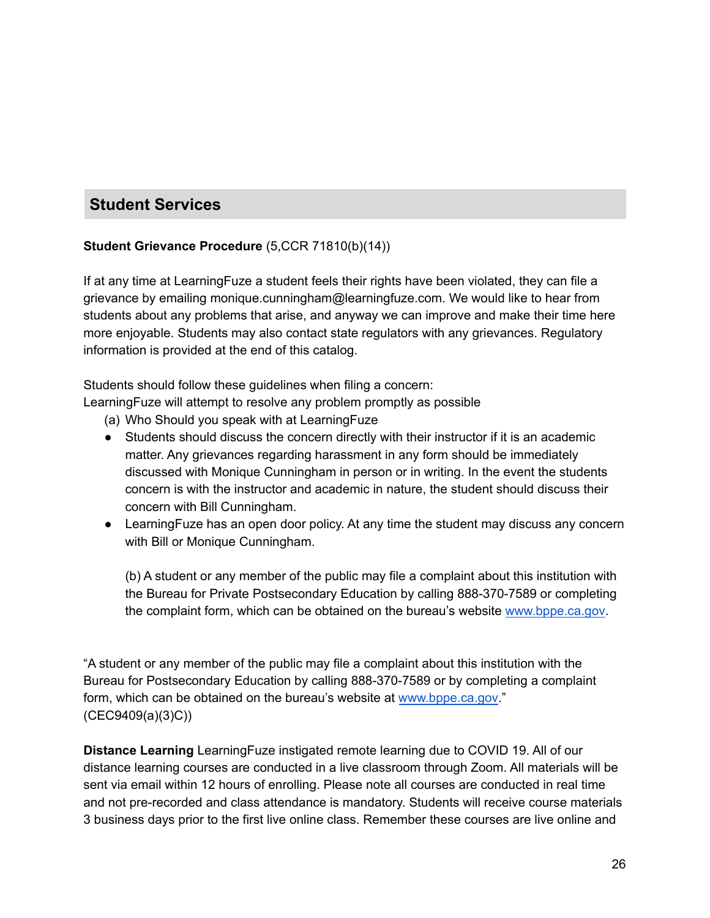## Student Services

**Student Grievance Procedure** (5,CCR 71810(b)(14))

If at any time at LearningFuze a student feels their rights have been violated, they can file a grievance by emailing monique.cunningham@learningfuze.com. We would like to hear from students about any problems that arise, and anyway we can improve and make their time here more enjoyable. Students may also contact state regulators with any grievances. Regulatory information is provided at the end of this catalog.

Students should follow these guidelines when filing a concern:
LearningFuze will attempt to resolve any problem promptly as possible

(a) Who Should you speak with at LearningFuze

- Students should discuss the concern directly with their instructor if it is an academic matter. Any grievances regarding harassment in any form should be immediately discussed with Monique Cunningham in person or in writing. In the event the students concern is with the instructor and academic in nature, the student should discuss their concern with Bill Cunningham.
- LearningFuze has an open door policy. At any time the student may discuss any concern with Bill or Monique Cunningham.

(b) A student or any member of the public may file a complaint about this institution with the Bureau for Private Postsecondary Education by calling 888-370-7589 or completing the complaint form, which can be obtained on the bureau's website [www.bppe.ca.gov](http://www.bppe.ca.gov).

"A student or any member of the public may file a complaint about this institution with the Bureau for Postsecondary Education by calling 888-370-7589 or by completing a complaint form, which can be obtained on the bureau's website at [www.bppe.ca.gov](http://www.bppe.ca.gov)." (CEC9409(a)(3)C))

**Distance Learning** LearningFuze instigated remote learning due to COVID 19. All of our distance learning courses are conducted in a live classroom through Zoom. All materials will be sent via email within 12 hours of enrolling. Please note all courses are conducted in real time and not pre-recorded and class attendance is mandatory. Students will receive course materials 3 business days prior to the first live online class. Remember these courses are live online and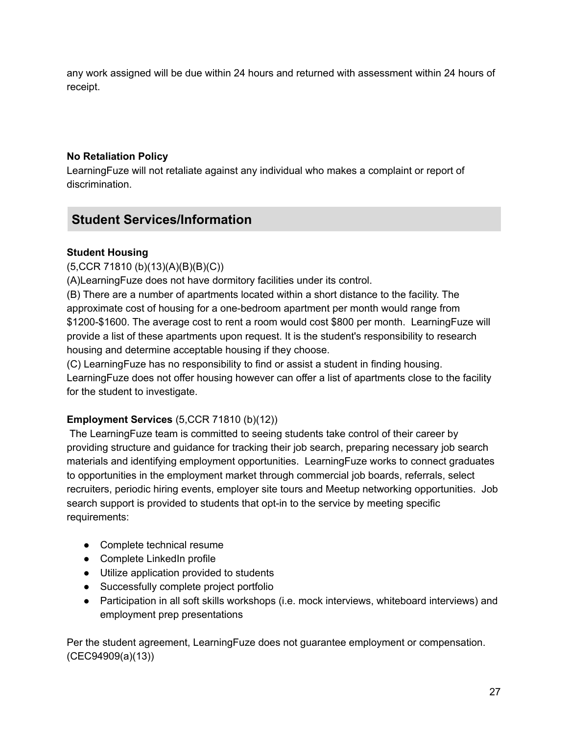any work assigned will be due within 24 hours and returned with assessment within 24 hours of receipt.

**No Retaliation Policy**

LearningFuze will not retaliate against any individual who makes a complaint or report of discrimination.

## Student Services/Information

**Student Housing**

(5,CCR 71810 (b)(13)(A)(B)(B)(C))

(A)LearningFuze does not have dormitory facilities under its control.

(B) There are a number of apartments located within a short distance to the facility. The approximate cost of housing for a one-bedroom apartment per month would range from $1200-$1600. The average cost to rent a room would cost $800 per month. LearningFuze will provide a list of these apartments upon request. It is the student's responsibility to research housing and determine acceptable housing if they choose.

(C) LearningFuze has no responsibility to find or assist a student in finding housing. LearningFuze does not offer housing however can offer a list of apartments close to the facility for the student to investigate.

**Employment Services** (5,CCR 71810 (b)(12))

The LearningFuze team is committed to seeing students take control of their career by providing structure and guidance for tracking their job search, preparing necessary job search materials and identifying employment opportunities. LearningFuze works to connect graduates to opportunities in the employment market through commercial job boards, referrals, select recruiters, periodic hiring events, employer site tours and Meetup networking opportunities. Job search support is provided to students that opt-in to the service by meeting specific requirements:

- Complete technical resume
- Complete LinkedIn profile
- Utilize application provided to students
- Successfully complete project portfolio
- Participation in all soft skills workshops (i.e. mock interviews, whiteboard interviews) and employment prep presentations

Per the student agreement, LearningFuze does not guarantee employment or compensation. (CEC94909(a)(13))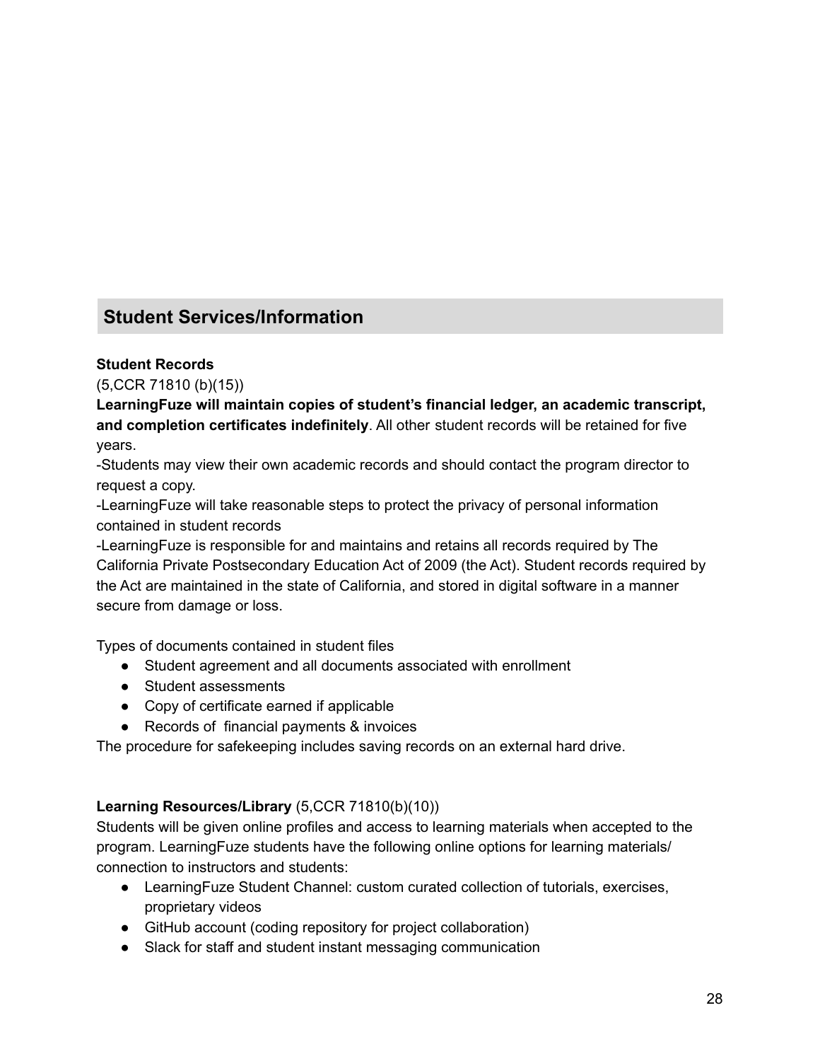## Student Services/Information

**Student Records**

(5,CCR 71810 (b)(15))

**LearningFuze will maintain copies of student's financial ledger, an academic transcript, and completion certificates indefinitely**. All other student records will be retained for five years.

-Students may view their own academic records and should contact the program director to request a copy.

-LearningFuze will take reasonable steps to protect the privacy of personal information contained in student records

-LearningFuze is responsible for and maintains and retains all records required by The California Private Postsecondary Education Act of 2009 (the Act). Student records required by the Act are maintained in the state of California, and stored in digital software in a manner secure from damage or loss.

Types of documents contained in student files

- Student agreement and all documents associated with enrollment
- Student assessments
- Copy of certificate earned if applicable
- Records of financial payments & invoices

The procedure for safekeeping includes saving records on an external hard drive.

**Learning Resources/Library** (5,CCR 71810(b)(10))

Students will be given online profiles and access to learning materials when accepted to the program. LearningFuze students have the following online options for learning materials/ connection to instructors and students:

- LearningFuze Student Channel: custom curated collection of tutorials, exercises, proprietary videos
- GitHub account (coding repository for project collaboration)
- Slack for staff and student instant messaging communication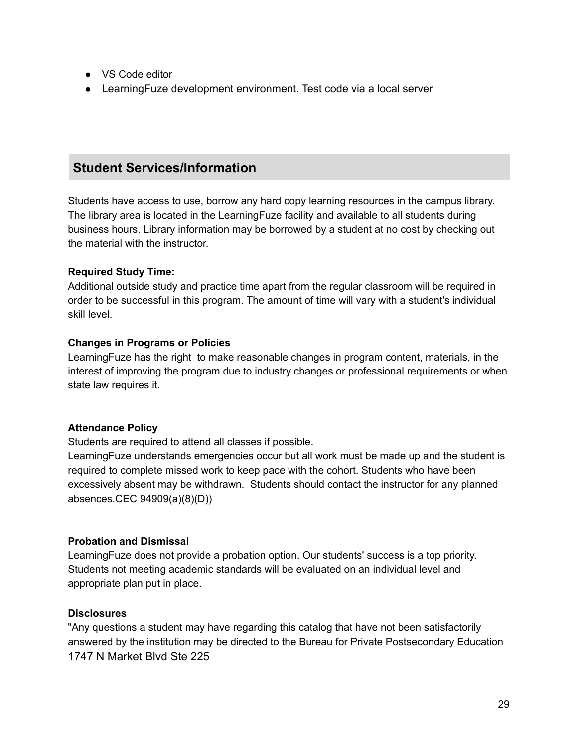- VS Code editor
- LearningFuze development environment. Test code via a local server

## Student Services/Information

Students have access to use, borrow any hard copy learning resources in the campus library. The library area is located in the LearningFuze facility and available to all students during business hours. Library information may be borrowed by a student at no cost by checking out the material with the instructor.

**Required Study Time:**
Additional outside study and practice time apart from the regular classroom will be required in order to be successful in this program. The amount of time will vary with a student's individual skill level.

**Changes in Programs or Policies**
LearningFuze has the right to make reasonable changes in program content, materials, in the interest of improving the program due to industry changes or professional requirements or when state law requires it.

**Attendance Policy**
Students are required to attend all classes if possible.
LearningFuze understands emergencies occur but all work must be made up and the student is required to complete missed work to keep pace with the cohort. Students who have been excessively absent may be withdrawn. Students should contact the instructor for any planned absences.CEC 94909(a)(8)(D))

**Probation and Dismissal**
LearningFuze does not provide a probation option. Our students' success is a top priority. Students not meeting academic standards will be evaluated on an individual level and appropriate plan put in place.

**Disclosures**
"Any questions a student may have regarding this catalog that have not been satisfactorily answered by the institution may be directed to the Bureau for Private Postsecondary Education
1747 N Market Blvd Ste 225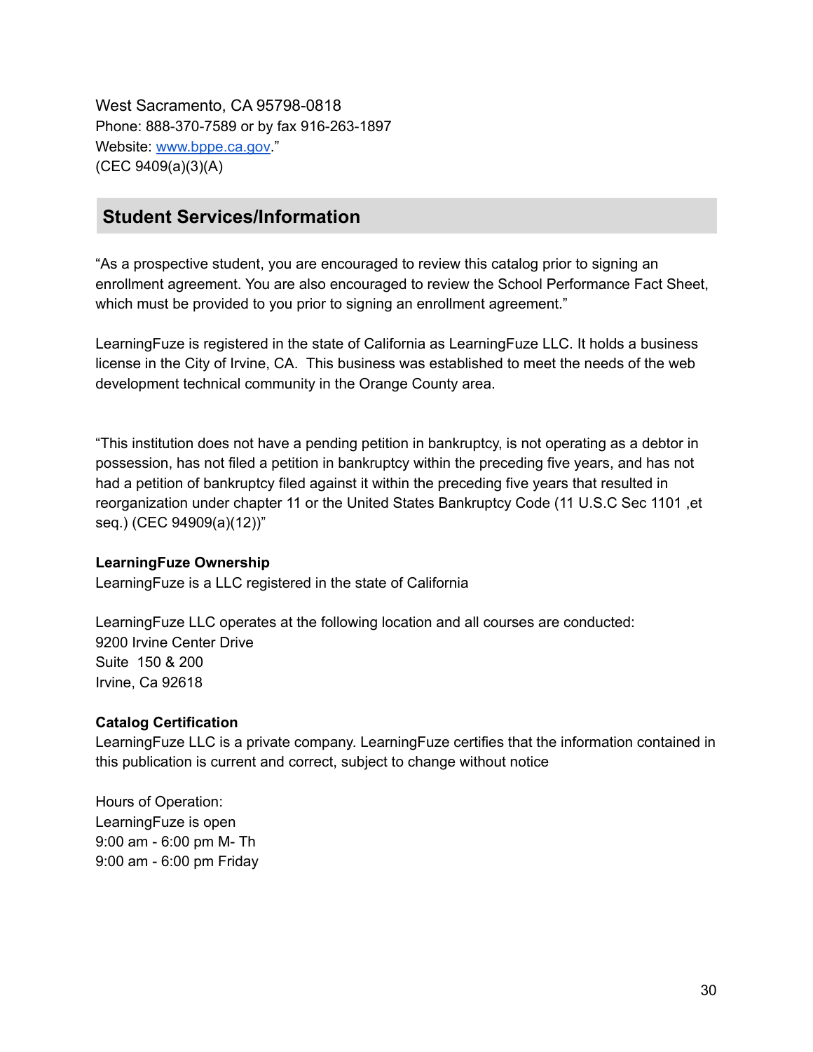West Sacramento, CA 95798-0818
Phone: 888-370-7589 or by fax 916-263-1897
Website: www.bppe.ca.gov."
(CEC 9409(a)(3)(A)

## Student Services/Information

"As a prospective student, you are encouraged to review this catalog prior to signing an enrollment agreement. You are also encouraged to review the School Performance Fact Sheet, which must be provided to you prior to signing an enrollment agreement."

LearningFuze is registered in the state of California as LearningFuze LLC. It holds a business license in the City of Irvine, CA. This business was established to meet the needs of the web development technical community in the Orange County area.

"This institution does not have a pending petition in bankruptcy, is not operating as a debtor in possession, has not filed a petition in bankruptcy within the preceding five years, and has not had a petition of bankruptcy filed against it within the preceding five years that resulted in reorganization under chapter 11 or the United States Bankruptcy Code (11 U.S.C Sec 1101 ,et seq.) (CEC 94909(a)(12))"

**LearningFuze Ownership**
LearningFuze is a LLC registered in the state of California

LearningFuze LLC operates at the following location and all courses are conducted:
9200 Irvine Center Drive
Suite 150 & 200
Irvine, Ca 92618

**Catalog Certification**
LearningFuze LLC is a private company. LearningFuze certifies that the information contained in this publication is current and correct, subject to change without notice

Hours of Operation:
LearningFuze is open
9:00 am - 6:00 pm M- Th
9:00 am - 6:00 pm Friday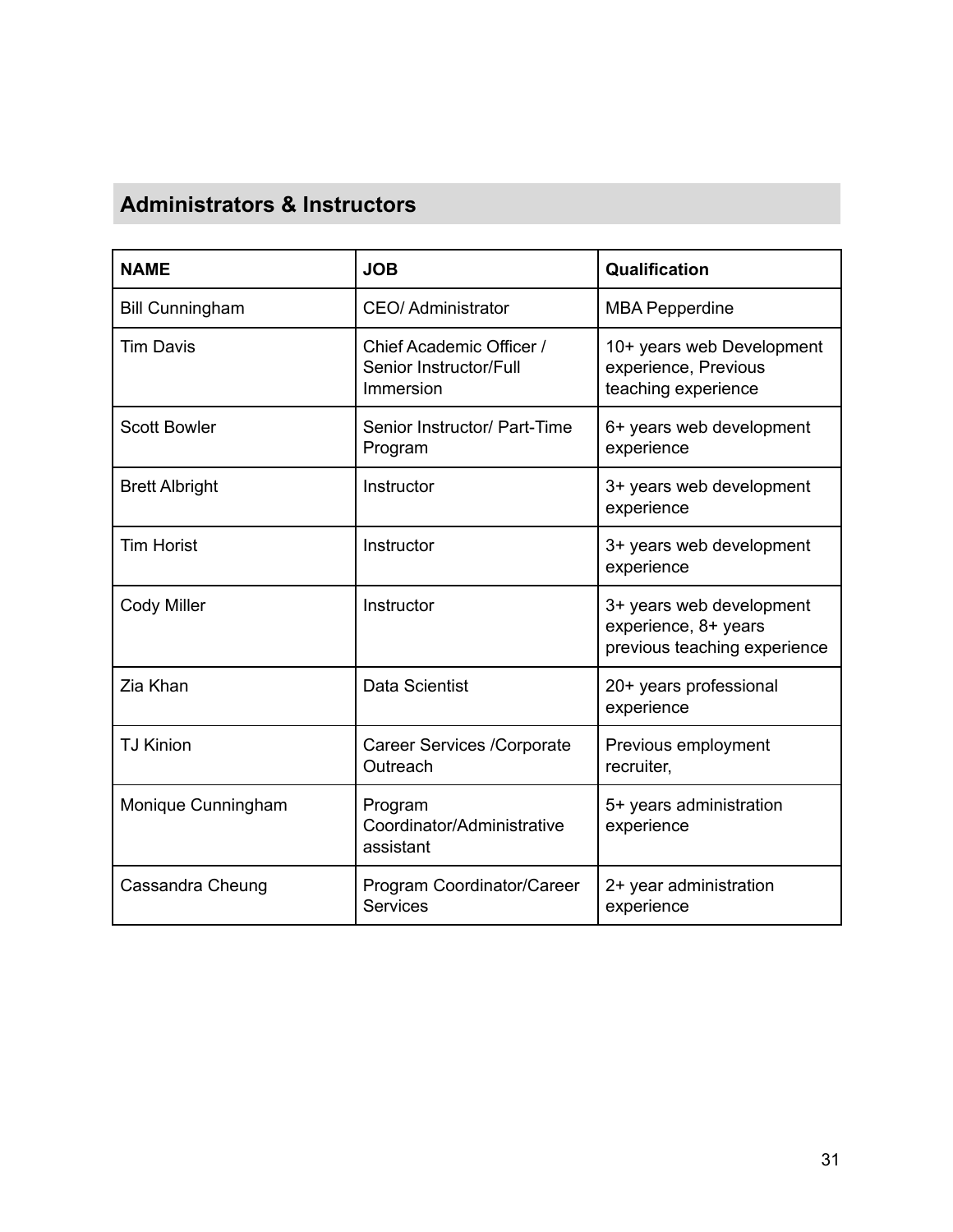## Administrators & Instructors

| NAME | JOB | Qualification |
|---|---|---|
| Bill Cunningham | CEO/ Administrator | MBA Pepperdine |
| Tim Davis | Chief Academic Officer / Senior Instructor/Full Immersion | 10+ years web Development experience, Previous teaching experience |
| Scott Bowler | Senior Instructor/ Part-Time Program | 6+ years web development experience |
| Brett Albright | Instructor | 3+ years web development experience |
| Tim Horist | Instructor | 3+ years web development experience |
| Cody Miller | Instructor | 3+ years web development experience, 8+ years previous teaching experience |
| Zia Khan | Data Scientist | 20+ years professional experience |
| TJ Kinion | Career Services /Corporate Outreach | Previous employment recruiter, |
| Monique Cunningham | Program Coordinator/Administrative assistant | 5+ years administration experience |
| Cassandra Cheung | Program Coordinator/Career Services | 2+ year administration experience |